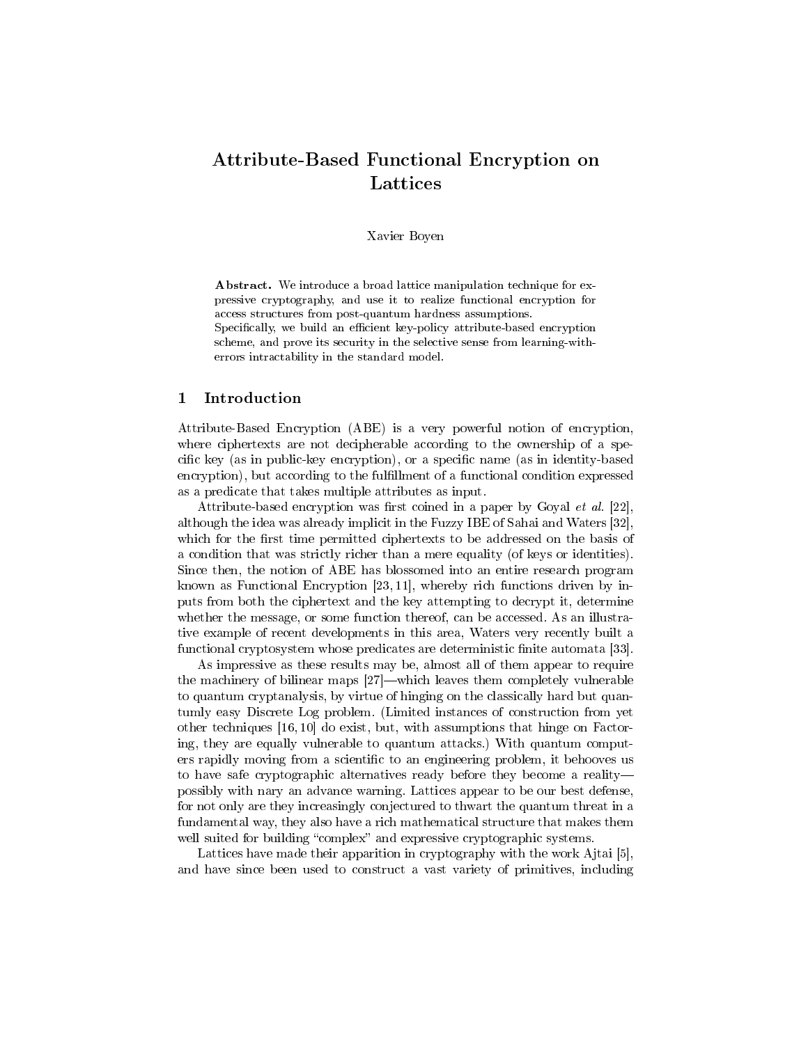# Attribute-Based Functional Encryption on Lattices

Xavier Boyen

**Abstract.** We introduce a broad lattice manipulation technique for expressive cryptography, and use it to realize functional encryption for access structures from post-quantum hardness assumptions.
Specifically, we build an efficient key-policy attribute-based encryption scheme, and prove its security in the selective sense from learning-with-errors intractability in the standard model.

## 1 Introduction

Attribute-Based Encryption (ABE) is a very powerful notion of encryption, where ciphertexts are not decipherable according to the ownership of a specific key (as in public-key encryption), or a specific name (as in identity-based encryption), but according to the fulfillment of a functional condition expressed as a predicate that takes multiple attributes as input.

Attribute-based encryption was first coined in a paper by Goyal *et al.* [22], although the idea was already implicit in the Fuzzy IBE of Sahai and Waters [32], which for the first time permitted ciphertexts to be addressed on the basis of a condition that was strictly richer than a mere equality (of keys or identities). Since then, the notion of ABE has blossomed into an entire research program known as Functional Encryption [23, 11], whereby rich functions driven by inputs from both the ciphertext and the key attempting to decrypt it, determine whether the message, or some function thereof, can be accessed. As an illustrative example of recent developments in this area, Waters very recently built a functional cryptosystem whose predicates are deterministic finite automata [33].

As impressive as these results may be, almost all of them appear to require the machinery of bilinear maps [27]—which leaves them completely vulnerable to quantum cryptanalysis, by virtue of hinging on the classically hard but quantumly easy Discrete Log problem. (Limited instances of construction from yet other techniques [16, 10] do exist, but, with assumptions that hinge on Factoring, they are equally vulnerable to quantum attacks.) With quantum computers rapidly moving from a scientific to an engineering problem, it behooves us to have safe cryptographic alternatives ready before they become a reality—possibly with nary an advance warning. Lattices appear to be our best defense, for not only are they increasingly conjectured to thwart the quantum threat in a fundamental way, they also have a rich mathematical structure that makes them well suited for building "complex" and expressive cryptographic systems.

Lattices have made their apparition in cryptography with the work Ajtai [5], and have since been used to construct a vast variety of primitives, including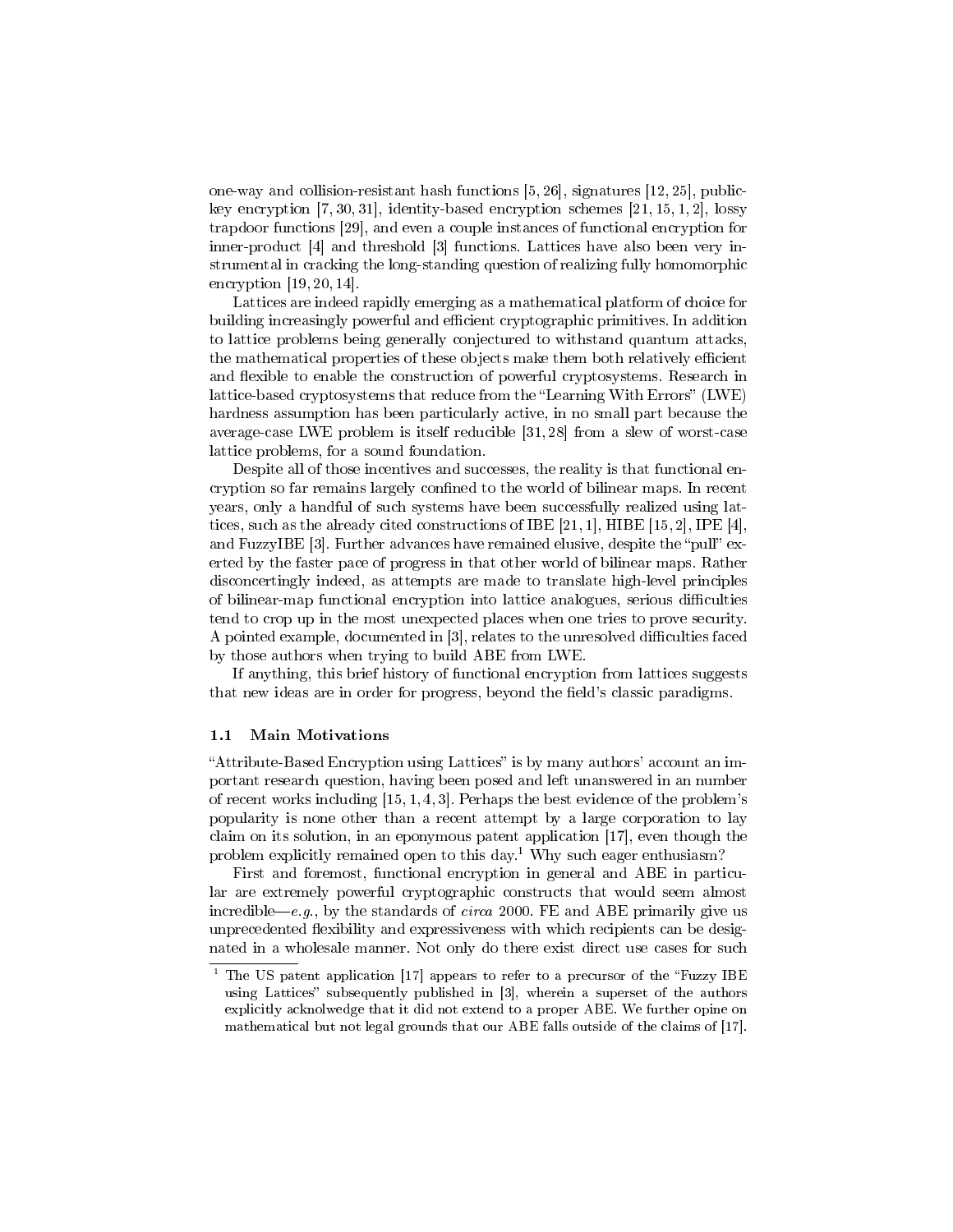one-way and collision-resistant hash functions [5, 26], signatures [12, 25], public-key encryption [7, 30, 31], identity-based encryption schemes [21, 15, 1, 2], lossy trapdoor functions [29], and even a couple instances of functional encryption for inner-product [4] and threshold [3] functions. Lattices have also been very instrumental in cracking the long-standing question of realizing fully homomorphic encryption [19, 20, 14].

Lattices are indeed rapidly emerging as a mathematical platform of choice for building increasingly powerful and efficient cryptographic primitives. In addition to lattice problems being generally conjectured to withstand quantum attacks, the mathematical properties of these objects make them both relatively efficient and flexible to enable the construction of powerful cryptosystems. Research in lattice-based cryptosystems that reduce from the "Learning With Errors" (LWE) hardness assumption has been particularly active, in no small part because the average-case LWE problem is itself reducible [31, 28] from a slew of worst-case lattice problems, for a sound foundation.

Despite all of those incentives and successes, the reality is that functional encryption so far remains largely confined to the world of bilinear maps. In recent years, only a handful of such systems have been successfully realized using lattices, such as the already cited constructions of IBE [21, 1], HIBE [15, 2], IPE [4], and FuzzyIBE [3]. Further advances have remained elusive, despite the "pull" exerted by the faster pace of progress in that other world of bilinear maps. Rather disconcertingly indeed, as attempts are made to translate high-level principles of bilinear-map functional encryption into lattice analogues, serious difficulties tend to crop up in the most unexpected places when one tries to prove security. A pointed example, documented in [3], relates to the unresolved difficulties faced by those authors when trying to build ABE from LWE.

If anything, this brief history of functional encryption from lattices suggests that new ideas are in order for progress, beyond the field's classic paradigms.

### 1.1 Main Motivations

"Attribute-Based Encryption using Lattices" is by many authors' account an important research question, having been posed and left unanswered in an number of recent works including [15, 1, 4, 3]. Perhaps the best evidence of the problem's popularity is none other than a recent attempt by a large corporation to lay claim on its solution, in an eponymous patent application [17], even though the problem explicitly remained open to this day.[1] Why such eager enthusiasm?

First and foremost, functional encryption in general and ABE in particular are extremely powerful cryptographic constructs that would seem almost incredible—*e.g.*, by the standards of *circa* 2000. FE and ABE primarily give us unprecedented flexibility and expressiveness with which recipients can be designated in a wholesale manner. Not only do there exist direct use cases for such

[1] The US patent application [17] appears to refer to a precursor of the "Fuzzy IBE using Lattices" subsequently published in [3], wherein a superset of the authors explicitly acknolwedge that it did not extend to a proper ABE. We further opine on mathematical but not legal grounds that our ABE falls outside of the claims of [17].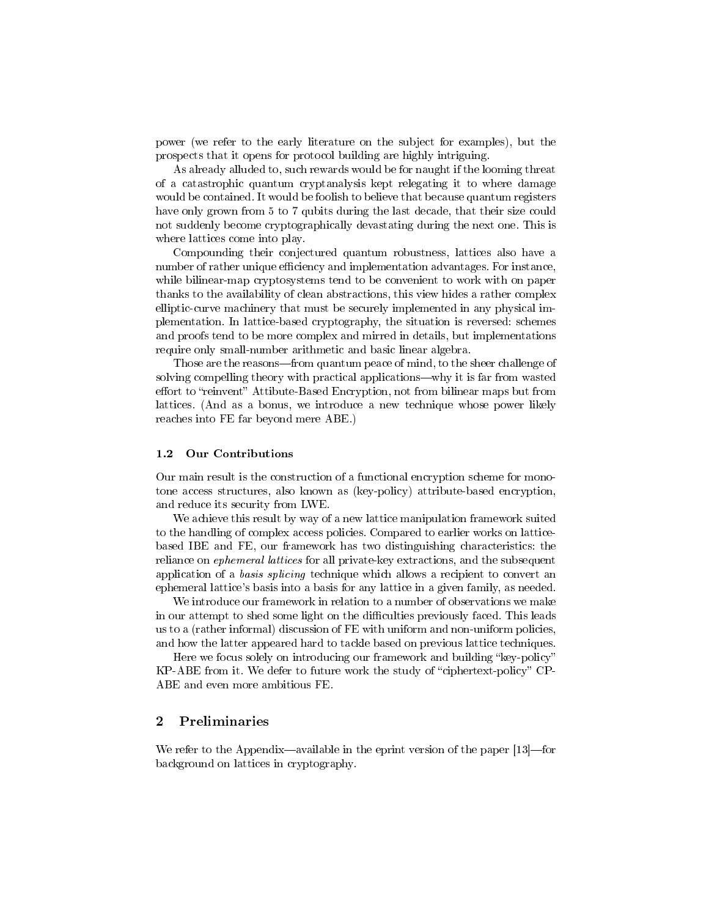power (we refer to the early literature on the subject for examples), but the prospects that it opens for protocol building are highly intriguing.

As already alluded to, such rewards would be for naught if the looming threat of a catastrophic quantum cryptanalysis kept relegating it to where damage would be contained. It would be foolish to believe that because quantum registers have only grown from 5 to 7 qubits during the last decade, that their size could not suddenly become cryptographically devastating during the next one. This is where lattices come into play.

Compounding their conjectured quantum robustness, lattices also have a number of rather unique efficiency and implementation advantages. For instance, while bilinear-map cryptosystems tend to be convenient to work with on paper thanks to the availability of clean abstractions, this view hides a rather complex elliptic-curve machinery that must be securely implemented in any physical implementation. In lattice-based cryptography, the situation is reversed: schemes and proofs tend to be more complex and mirred in details, but implementations require only small-number arithmetic and basic linear algebra.

Those are the reasons—from quantum peace of mind, to the sheer challenge of solving compelling theory with practical applications—why it is far from wasted effort to "reinvent" Attibute-Based Encryption, not from bilinear maps but from lattices. (And as a bonus, we introduce a new technique whose power likely reaches into FE far beyond mere ABE.)

### 1.2 Our Contributions

Our main result is the construction of a functional encryption scheme for monotone access structures, also known as (key-policy) attribute-based encryption, and reduce its security from LWE.

We achieve this result by way of a new lattice manipulation framework suited to the handling of complex access policies. Compared to earlier works on lattice-based IBE and FE, our framework has two distinguishing characteristics: the reliance on *ephemeral lattices* for all private-key extractions, and the subsequent application of a *basis splicing* technique which allows a recipient to convert an ephemeral lattice's basis into a basis for any lattice in a given family, as needed.

We introduce our framework in relation to a number of observations we make in our attempt to shed some light on the difficulties previously faced. This leads us to a (rather informal) discussion of FE with uniform and non-uniform policies, and how the latter appeared hard to tackle based on previous lattice techniques.

Here we focus solely on introducing our framework and building "key-policy" KP-ABE from it. We defer to future work the study of "ciphertext-policy" CP-ABE and even more ambitious FE.

## 2 Preliminaries

We refer to the Appendix—available in the eprint version of the paper [13]—for background on lattices in cryptography.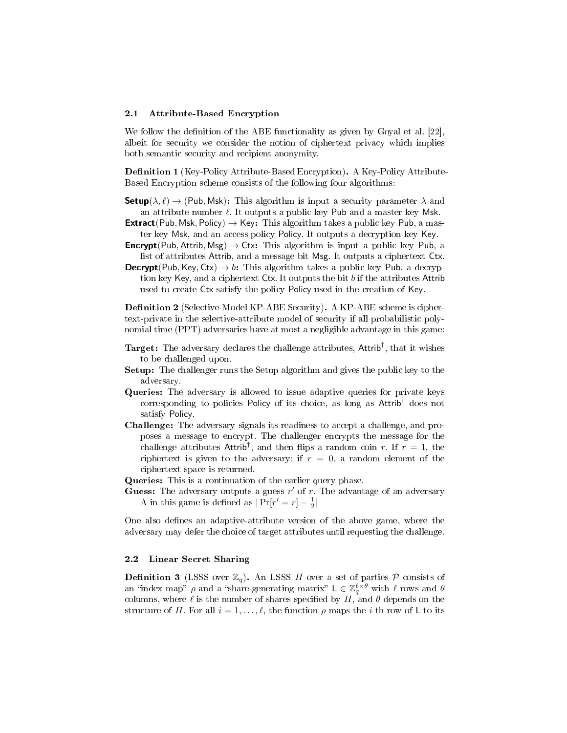### 2.1 Attribute-Based Encryption

We follow the definition of the ABE functionality as given by Goyal et al. [22], albeit for security we consider the notion of ciphertext privacy which implies both semantic security and recipient anonymity.

**Definition 1** (Key-Policy Attribute-Based Encryption)**.** A Key-Policy Attribute-Based Encryption scheme consists of the following four algorithms:

**Setup**$(\lambda, \ell) \to (\mathsf{Pub}, \mathsf{Msk})$**:** This algorithm is input a security parameter $\lambda$ and an attribute number $\ell$. It outputs a public key $\mathsf{Pub}$ and a master key $\mathsf{Msk}$.

**Extract**$(\mathsf{Pub}, \mathsf{Msk}, \mathsf{Policy}) \to \mathsf{Key}$**:** This algorithm takes a public key $\mathsf{Pub}$, a master key $\mathsf{Msk}$, and an access policy $\mathsf{Policy}$. It outputs a decryption key $\mathsf{Key}$.

**Encrypt**$(\mathsf{Pub}, \mathsf{Attrib}, \mathsf{Msg}) \to \mathsf{Ctx}$**:** This algorithm is input a public key $\mathsf{Pub}$, a list of attributes $\mathsf{Attrib}$, and a message bit $\mathsf{Msg}$. It outputs a ciphertext $\mathsf{Ctx}$.

**Decrypt**$(\mathsf{Pub}, \mathsf{Key}, \mathsf{Ctx}) \to b$**:** This algorithm takes a public key $\mathsf{Pub}$, a decryption key $\mathsf{Key}$, and a ciphertext $\mathsf{Ctx}$. It outputs the bit $b$ if the attributes $\mathsf{Attrib}$ used to create $\mathsf{Ctx}$ satisfy the policy $\mathsf{Policy}$ used in the creation of $\mathsf{Key}$.

**Definition 2** (Selective-Model KP-ABE Security)**.** A KP-ABE scheme is ciphertext-private in the selective-attribute model of security if all probabilistic polynomial time (PPT) adversaries have at most a negligible advantage in this game:

**Target:** The adversary declares the challenge attributes, $\mathsf{Attrib}^{\dagger}$, that it wishes to be challenged upon.

**Setup:** The challenger runs the Setup algorithm and gives the public key to the adversary.

**Queries:** The adversary is allowed to issue adaptive queries for private keys corresponding to policies $\mathsf{Policy}$ of its choice, as long as $\mathsf{Attrib}^{\dagger}$ does not satisfy $\mathsf{Policy}$.

**Challenge:** The adversary signals its readiness to accept a challenge, and proposes a message to encrypt. The challenger encrypts the message for the challenge attributes $\mathsf{Attrib}^{\dagger}$, and then flips a random coin $r$. If $r = 1$, the ciphertext is given to the adversary; if $r = 0$, a random element of the ciphertext space is returned.

**Queries:** This is a continuation of the earlier query phase.

**Guess:** The adversary outputs a guess $r'$ of $r$. The advantage of an adversary A in this game is defined as $|\Pr[r' = r] - \frac{1}{2}|$

One also defines an adaptive-attribute version of the above game, where the adversary may defer the choice of target attributes until requesting the challenge.

### 2.2 Linear Secret Sharing

**Definition 3** (LSSS over $\mathbb{Z}_q$)**.** An LSSS $\Pi$ over a set of parties $\mathcal{P}$ consists of an "index map" $\rho$ and a "share-generating matrix" $\mathsf{L} \in \mathbb{Z}_q^{\ell \times \theta}$ with $\ell$ rows and $\theta$ columns, where $\ell$ is the number of shares specified by $\Pi$, and $\theta$ depends on the structure of $\Pi$. For all $i = 1, \ldots, \ell$, the function $\rho$ maps the $i$-th row of $\mathsf{L}$ to its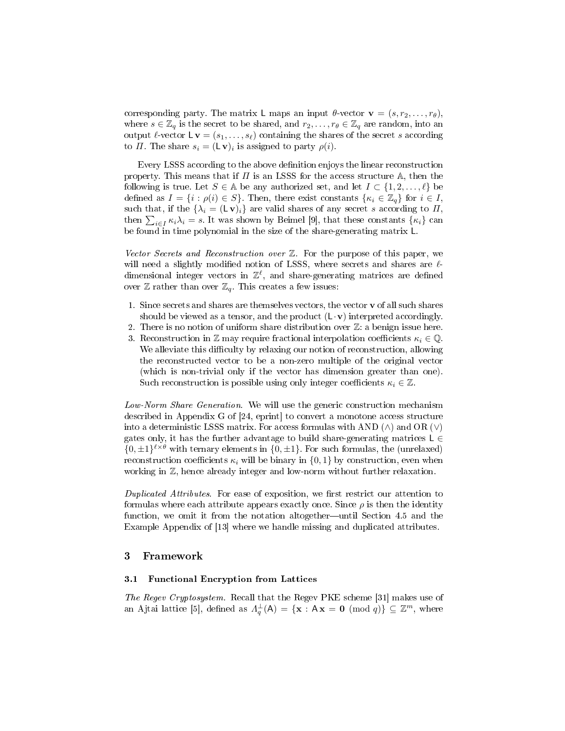corresponding party. The matrix $\mathsf{L}$ maps an input $\theta$-vector $\mathbf{v} = (s, r_2, \ldots, r_\theta)$, where $s \in \mathbb{Z}_q$ is the secret to be shared, and $r_2, \ldots, r_\theta \in \mathbb{Z}_q$ are random, into an output $\ell$-vector $\mathsf{L}\,\mathbf{v} = (s_1, \ldots, s_\ell)$ containing the shares of the secret $s$ according to $\Pi$. The share $s_i = (\mathsf{L}\,\mathbf{v})_i$ is assigned to party $\rho(i)$.

Every LSSS according to the above definition enjoys the linear reconstruction property. This means that if $\Pi$ is an LSSS for the access structure $\mathbb{A}$, then the following is true. Let $S \in \mathbb{A}$ be any authorized set, and let $I \subset \{1, 2, \ldots, \ell\}$ be defined as $I = \{i : \rho(i) \in S\}$. Then, there exist constants $\{\kappa_i \in \mathbb{Z}_q\}$ for $i \in I$, such that, if the $\{\lambda_i = (\mathsf{L}\,\mathbf{v})_i\}$ are valid shares of any secret $s$ according to $\Pi$, then $\sum_{i \in I} \kappa_i \lambda_i = s$. It was shown by Beimel [9], that these constants $\{\kappa_i\}$ can be found in time polynomial in the size of the share-generating matrix $\mathsf{L}$.

*Vector Secrets and Reconstruction over* $\mathbb{Z}$. For the purpose of this paper, we will need a slightly modified notion of LSSS, where secrets and shares are $\ell$-dimensional integer vectors in $\mathbb{Z}^\ell$, and share-generating matrices are defined over $\mathbb{Z}$ rather than over $\mathbb{Z}_q$. This creates a few issues:

1. Since secrets and shares are themselves vectors, the vector $\mathbf{v}$ of all such shares should be viewed as a tensor, and the product $(\mathsf{L} \cdot \mathbf{v})$ interpreted accordingly.
2. There is no notion of uniform share distribution over $\mathbb{Z}$: a benign issue here.
3. Reconstruction in $\mathbb{Z}$ may require fractional interpolation coefficients $\kappa_i \in \mathbb{Q}$. We alleviate this difficulty by relaxing our notion of reconstruction, allowing the reconstructed vector to be a non-zero multiple of the original vector (which is non-trivial only if the vector has dimension greater than one). Such reconstruction is possible using only integer coefficients $\kappa_i \in \mathbb{Z}$.

*Low-Norm Share Generation.* We will use the generic construction mechanism described in Appendix G of [24, eprint] to convert a monotone access structure into a deterministic LSSS matrix. For access formulas with AND ($\wedge$) and OR ($\vee$) gates only, it has the further advantage to build share-generating matrices $\mathsf{L} \in \{0, \pm 1\}^{\ell \times \theta}$ with ternary elements in $\{0, \pm 1\}$. For such formulas, the (unrelaxed) reconstruction coefficients $\kappa_i$ will be binary in $\{0, 1\}$ by construction, even when working in $\mathbb{Z}$, hence already integer and low-norm without further relaxation.

*Duplicated Attributes.* For ease of exposition, we first restrict our attention to formulas where each attribute appears exactly once. Since $\rho$ is then the identity function, we omit it from the notation altogether—until Section 4.5 and the Example Appendix of [13] where we handle missing and duplicated attributes.

## 3 Framework

### 3.1 Functional Encryption from Lattices

*The Regev Cryptosystem.* Recall that the Regev PKE scheme [31] makes use of an Ajtai lattice [5], defined as $\Lambda_q^\perp(\mathsf{A}) = \{\mathbf{x} : \mathsf{A}\,\mathbf{x} = \mathbf{0} \pmod q\} \subseteq \mathbb{Z}^m$, where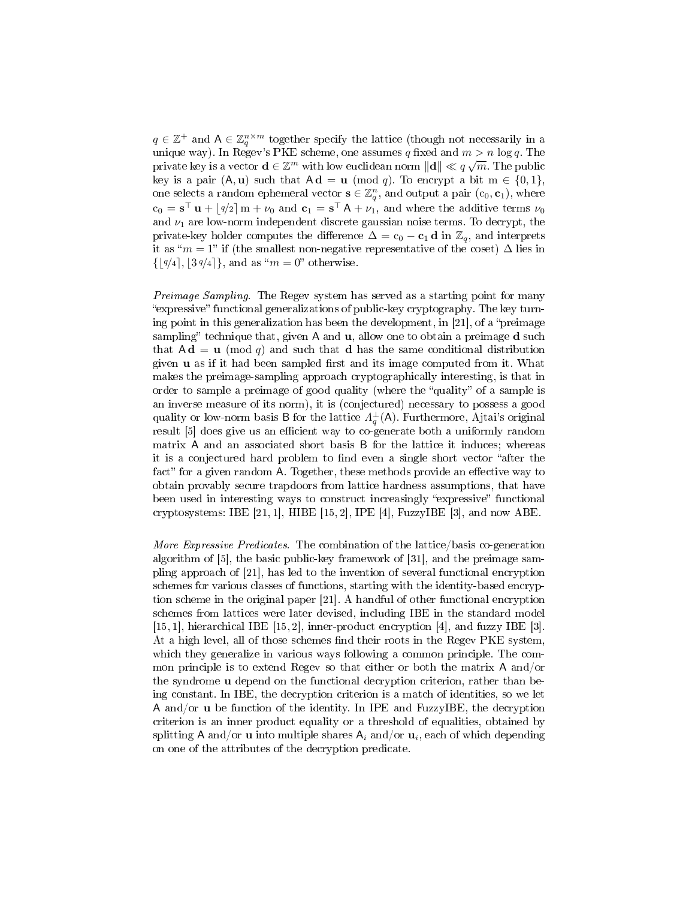$q \in \mathbb{Z}^+$ and $\mathsf{A} \in \mathbb{Z}_q^{n \times m}$ together specify the lattice (though not necessarily in a unique way). In Regev's PKE scheme, one assumes $q$ fixed and $m > n \log q$. The private key is a vector $\mathbf{d} \in \mathbb{Z}^m$ with low euclidean norm $\|\mathbf{d}\| \ll q\sqrt{m}$. The public key is a pair $(\mathsf{A}, \mathbf{u})$ such that $\mathsf{A}\,\mathbf{d} = \mathbf{u} \pmod q$. To encrypt a bit $\mathrm{m} \in \{0, 1\}$, one selects a random ephemeral vector $\mathbf{s} \in \mathbb{Z}_q^n$, and output a pair $(\mathrm{c}_0, \mathbf{c}_1)$, where $\mathrm{c}_0 = \mathbf{s}^\top \mathbf{u} + \lfloor q/2 \rceil\, \mathrm{m} + \nu_0$ and $\mathbf{c}_1 = \mathbf{s}^\top \mathsf{A} + \nu_1$, and where the additive terms $\nu_0$ and $\nu_1$ are low-norm independent discrete gaussian noise terms. To decrypt, the private-key holder computes the difference $\Delta = \mathrm{c}_0 - \mathbf{c}_1\, \mathbf{d}$ in $\mathbb{Z}_q$, and interprets it as "$m = 1$" if (the smallest non-negative representative of the coset) $\Delta$ lies in $\{\lfloor q/4 \rceil, \lfloor 3\,q/4 \rceil\}$, and as "$m = 0$" otherwise.

*Preimage Sampling.* The Regev system has served as a starting point for many "expressive" functional generalizations of public-key cryptography. The key turning point in this generalization has been the development, in [21], of a "preimage sampling" technique that, given $\mathsf{A}$ and $\mathbf{u}$, allow one to obtain a preimage $\mathbf{d}$ such that $\mathsf{A}\,\mathbf{d} = \mathbf{u} \pmod q$ and such that $\mathbf{d}$ has the same conditional distribution given $\mathbf{u}$ as if it had been sampled first and its image computed from it. What makes the preimage-sampling approach cryptographically interesting, is that in order to sample a preimage of good quality (where the "quality" of a sample is an inverse measure of its norm), it is (conjectured) necessary to possess a good quality or low-norm basis $\mathsf{B}$ for the lattice $\Lambda_q^\perp(\mathsf{A})$. Furthermore, Ajtai's original result [5] does give us an efficient way to co-generate both a uniformly random matrix $\mathsf{A}$ and an associated short basis $\mathsf{B}$ for the lattice it induces; whereas it is a conjectured hard problem to find even a single short vector "after the fact" for a given random $\mathsf{A}$. Together, these methods provide an effective way to obtain provably secure trapdoors from lattice hardness assumptions, that have been used in interesting ways to construct increasingly "expressive" functional cryptosystems: IBE [21, 1], HIBE [15, 2], IPE [4], FuzzyIBE [3], and now ABE.

*More Expressive Predicates.* The combination of the lattice/basis co-generation algorithm of [5], the basic public-key framework of [31], and the preimage sampling approach of [21], has led to the invention of several functional encryption schemes for various classes of functions, starting with the identity-based encryption scheme in the original paper [21]. A handful of other functional encryption schemes from lattices were later devised, including IBE in the standard model [15, 1], hierarchical IBE [15, 2], inner-product encryption [4], and fuzzy IBE [3]. At a high level, all of those schemes find their roots in the Regev PKE system, which they generalize in various ways following a common principle. The common principle is to extend Regev so that either or both the matrix $\mathsf{A}$ and/or the syndrome $\mathbf{u}$ depend on the functional decryption criterion, rather than being constant. In IBE, the decryption criterion is a match of identities, so we let $\mathsf{A}$ and/or $\mathbf{u}$ be function of the identity. In IPE and FuzzyIBE, the decryption criterion is an inner product equality or a threshold of equalities, obtained by splitting $\mathsf{A}$ and/or $\mathbf{u}$ into multiple shares $\mathsf{A}_i$ and/or $\mathbf{u}_i$, each of which depending on one of the attributes of the decryption predicate.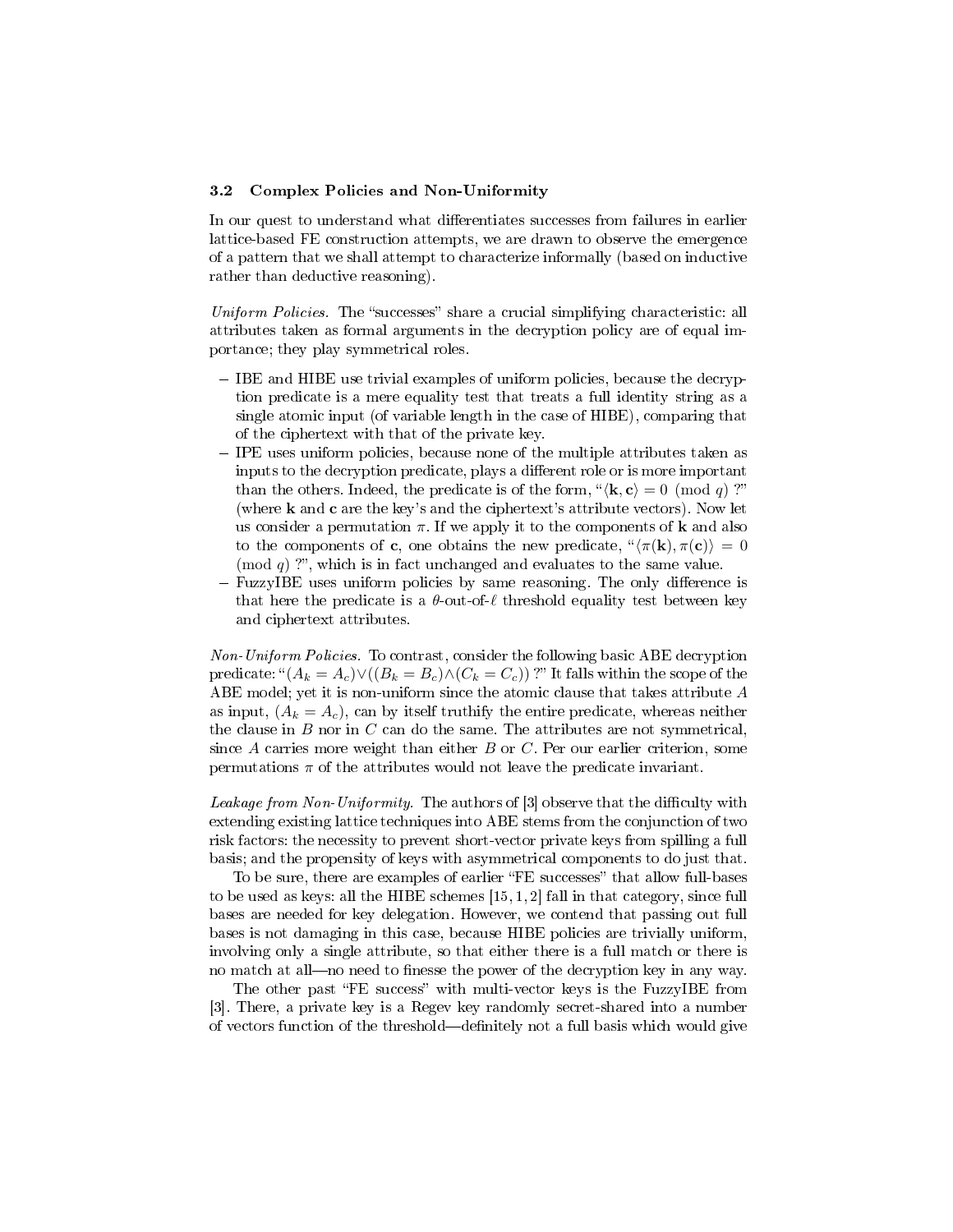### 3.2 Complex Policies and Non-Uniformity

In our quest to understand what differentiates successes from failures in earlier lattice-based FE construction attempts, we are drawn to observe the emergence of a pattern that we shall attempt to characterize informally (based on inductive rather than deductive reasoning).

*Uniform Policies.* The "successes" share a crucial simplifying characteristic: all attributes taken as formal arguments in the decryption policy are of equal importance; they play symmetrical roles.

- IBE and HIBE use trivial examples of uniform policies, because the decryption predicate is a mere equality test that treats a full identity string as a single atomic input (of variable length in the case of HIBE), comparing that of the ciphertext with that of the private key.
- IPE uses uniform policies, because none of the multiple attributes taken as inputs to the decryption predicate, plays a different role or is more important than the others. Indeed, the predicate is of the form, "$\langle \mathbf{k}, \mathbf{c} \rangle = 0 \pmod{q}$ ?" (where $\mathbf{k}$ and $\mathbf{c}$ are the key's and the ciphertext's attribute vectors). Now let us consider a permutation $\pi$. If we apply it to the components of $\mathbf{k}$ and also to the components of $\mathbf{c}$, one obtains the new predicate, "$\langle \pi(\mathbf{k}), \pi(\mathbf{c}) \rangle = 0 \pmod{q}$ ?", which is in fact unchanged and evaluates to the same value.
- FuzzyIBE uses uniform policies by same reasoning. The only difference is that here the predicate is a $\theta$-out-of-$\ell$ threshold equality test between key and ciphertext attributes.

*Non-Uniform Policies.* To contrast, consider the following basic ABE decryption predicate: "$(A_k = A_c) \vee ((B_k = B_c) \wedge (C_k = C_c))$ ?" It falls within the scope of the ABE model; yet it is non-uniform since the atomic clause that takes attribute $A$ as input, $(A_k = A_c)$, can by itself truthify the entire predicate, whereas neither the clause in $B$ nor in $C$ can do the same. The attributes are not symmetrical, since $A$ carries more weight than either $B$ or $C$. Per our earlier criterion, some permutations $\pi$ of the attributes would not leave the predicate invariant.

*Leakage from Non-Uniformity.* The authors of [3] observe that the difficulty with extending existing lattice techniques into ABE stems from the conjunction of two risk factors: the necessity to prevent short-vector private keys from spilling a full basis; and the propensity of keys with asymmetrical components to do just that.

To be sure, there are examples of earlier "FE successes" that allow full-bases to be used as keys: all the HIBE schemes [15, 1, 2] fall in that category, since full bases are needed for key delegation. However, we contend that passing out full bases is not damaging in this case, because HIBE policies are trivially uniform, involving only a single attribute, so that either there is a full match or there is no match at all—no need to finesse the power of the decryption key in any way.

The other past "FE success" with multi-vector keys is the FuzzyIBE from [3]. There, a private key is a Regev key randomly secret-shared into a number of vectors function of the threshold—definitely not a full basis which would give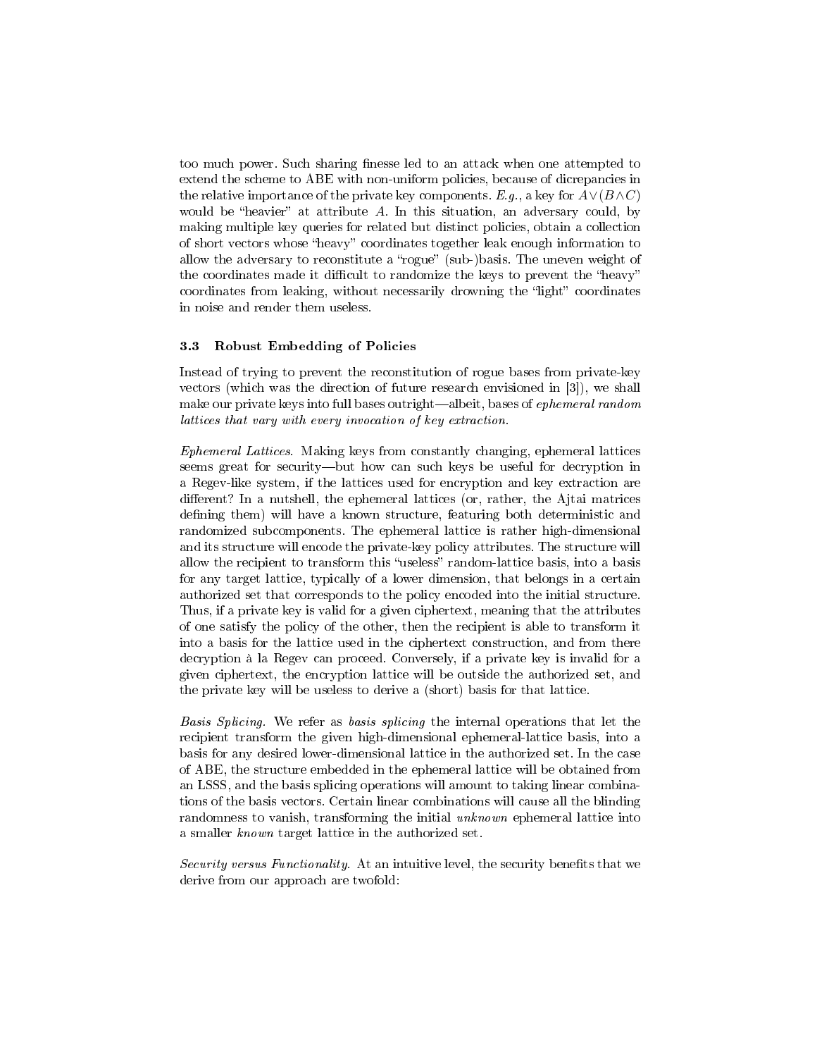too much power. Such sharing finesse led to an attack when one attempted to extend the scheme to ABE with non-uniform policies, because of dicrepancies in the relative importance of the private key components. *E.g.*, a key for $A \vee (B \wedge C)$ would be "heavier" at attribute $A$. In this situation, an adversary could, by making multiple key queries for related but distinct policies, obtain a collection of short vectors whose "heavy" coordinates together leak enough information to allow the adversary to reconstitute a "rogue" (sub-)basis. The uneven weight of the coordinates made it difficult to randomize the keys to prevent the "heavy" coordinates from leaking, without necessarily drowning the "light" coordinates in noise and render them useless.

### 3.3 Robust Embedding of Policies

Instead of trying to prevent the reconstitution of rogue bases from private-key vectors (which was the direction of future research envisioned in [3]), we shall make our private keys into full bases outright—albeit, bases of *ephemeral random lattices that vary with every invocation of key extraction*.

*Ephemeral Lattices.* Making keys from constantly changing, ephemeral lattices seems great for security—but how can such keys be useful for decryption in a Regev-like system, if the lattices used for encryption and key extraction are different? In a nutshell, the ephemeral lattices (or, rather, the Ajtai matrices defining them) will have a known structure, featuring both deterministic and randomized subcomponents. The ephemeral lattice is rather high-dimensional and its structure will encode the private-key policy attributes. The structure will allow the recipient to transform this "useless" random-lattice basis, into a basis for any target lattice, typically of a lower dimension, that belongs in a certain authorized set that corresponds to the policy encoded into the initial structure. Thus, if a private key is valid for a given ciphertext, meaning that the attributes of one satisfy the policy of the other, then the recipient is able to transform it into a basis for the lattice used in the ciphertext construction, and from there decryption à la Regev can proceed. Conversely, if a private key is invalid for a given ciphertext, the encryption lattice will be outside the authorized set, and the private key will be useless to derive a (short) basis for that lattice.

*Basis Splicing.* We refer as *basis splicing* the internal operations that let the recipient transform the given high-dimensional ephemeral-lattice basis, into a basis for any desired lower-dimensional lattice in the authorized set. In the case of ABE, the structure embedded in the ephemeral lattice will be obtained from an LSSS, and the basis splicing operations will amount to taking linear combinations of the basis vectors. Certain linear combinations will cause all the blinding randomness to vanish, transforming the initial *unknown* ephemeral lattice into a smaller *known* target lattice in the authorized set.

*Security versus Functionality.* At an intuitive level, the security benefits that we derive from our approach are twofold: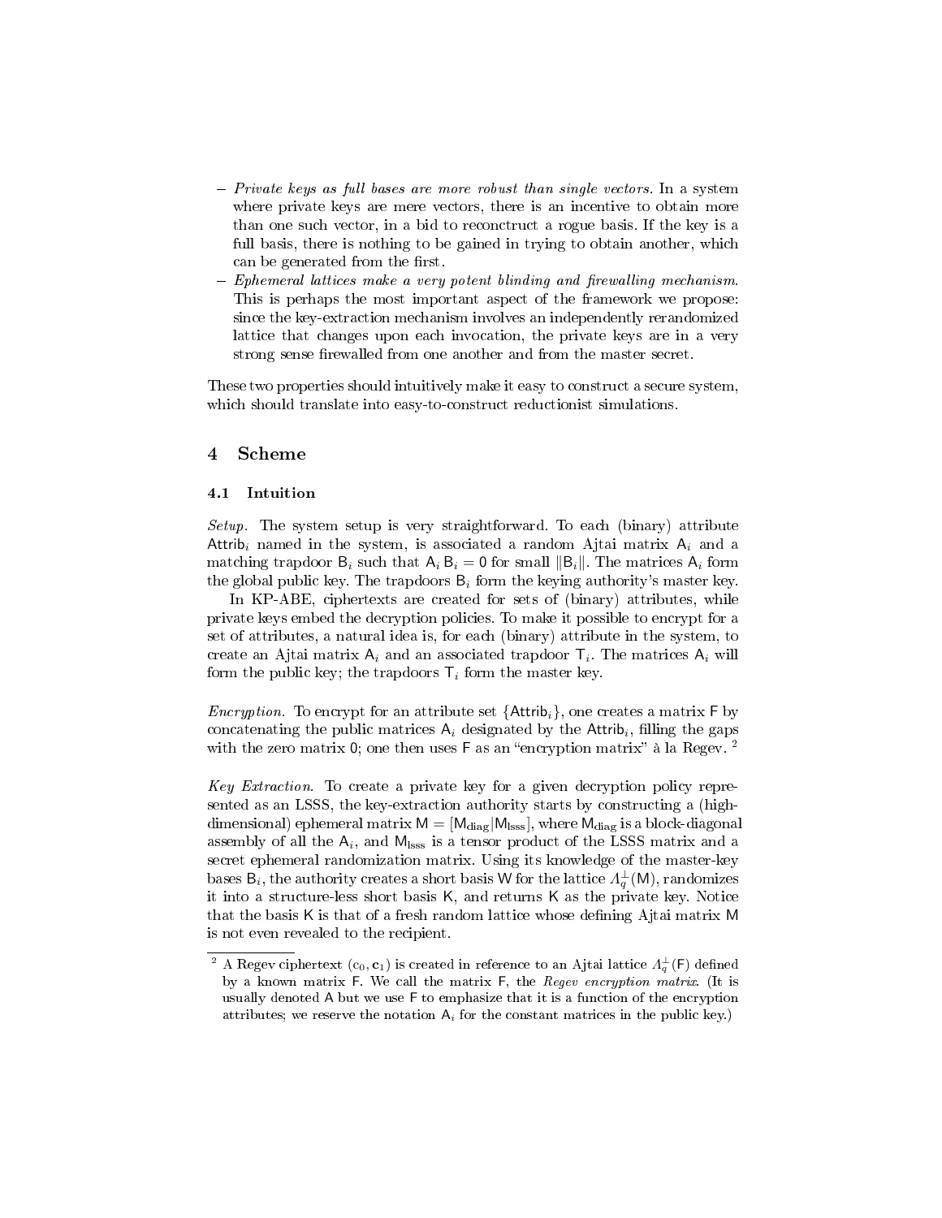- *Private keys as full bases are more robust than single vectors.* In a system where private keys are mere vectors, there is an incentive to obtain more than one such vector, in a bid to reconctruct a rogue basis. If the key is a full basis, there is nothing to be gained in trying to obtain another, which can be generated from the first.
- *Ephemeral lattices make a very potent blinding and firewalling mechanism.* This is perhaps the most important aspect of the framework we propose: since the key-extraction mechanism involves an independently rerandomized lattice that changes upon each invocation, the private keys are in a very strong sense firewalled from one another and from the master secret.

These two properties should intuitively make it easy to construct a secure system, which should translate into easy-to-construct reductionist simulations.

## 4 Scheme

### 4.1 Intuition

*Setup.* The system setup is very straightforward. To each (binary) attribute $\mathsf{Attrib}_i$ named in the system, is associated a random Ajtai matrix $\mathsf{A}_i$ and a matching trapdoor $\mathsf{B}_i$ such that $\mathsf{A}_i\,\mathsf{B}_i = \mathsf{0}$ for small $\|\mathsf{B}_i\|$. The matrices $\mathsf{A}_i$ form the global public key. The trapdoors $\mathsf{B}_i$ form the keying authority's master key.

In KP-ABE, ciphertexts are created for sets of (binary) attributes, while private keys embed the decryption policies. To make it possible to encrypt for a set of attributes, a natural idea is, for each (binary) attribute in the system, to create an Ajtai matrix $\mathsf{A}_i$ and an associated trapdoor $\mathsf{T}_i$. The matrices $\mathsf{A}_i$ will form the public key; the trapdoors $\mathsf{T}_i$ form the master key.

*Encryption.* To encrypt for an attribute set $\{\mathsf{Attrib}_i\}$, one creates a matrix $\mathsf{F}$ by concatenating the public matrices $\mathsf{A}_i$ designated by the $\mathsf{Attrib}_i$, filling the gaps with the zero matrix $\mathsf{0}$; one then uses $\mathsf{F}$ as an "encryption matrix" à la Regev. [2]

*Key Extraction.* To create a private key for a given decryption policy represented as an LSSS, the key-extraction authority starts by constructing a (high-dimensional) ephemeral matrix $\mathsf{M} = [\mathsf{M}_{\text{diag}}|\mathsf{M}_{\text{lsss}}]$, where $\mathsf{M}_{\text{diag}}$ is a block-diagonal assembly of all the $\mathsf{A}_i$, and $\mathsf{M}_{\text{lsss}}$ is a tensor product of the LSSS matrix and a secret ephemeral randomization matrix. Using its knowledge of the master-key bases $\mathsf{B}_i$, the authority creates a short basis $\mathsf{W}$ for the lattice $\Lambda_q^{\perp}(\mathsf{M})$, randomizes it into a structure-less short basis $\mathsf{K}$, and returns $\mathsf{K}$ as the private key. Notice that the basis $\mathsf{K}$ is that of a fresh random lattice whose defining Ajtai matrix $\mathsf{M}$ is not even revealed to the recipient.

---

[2] A Regev ciphertext $(c_0, \mathbf{c}_1)$ is created in reference to an Ajtai lattice $\Lambda_q^{\perp}(\mathsf{F})$ defined by a known matrix $\mathsf{F}$. We call the matrix $\mathsf{F}$, the *Regev encryption matrix*. (It is usually denoted $\mathsf{A}$ but we use $\mathsf{F}$ to emphasize that it is a function of the encryption attributes; we reserve the notation $\mathsf{A}_i$ for the constant matrices in the public key.)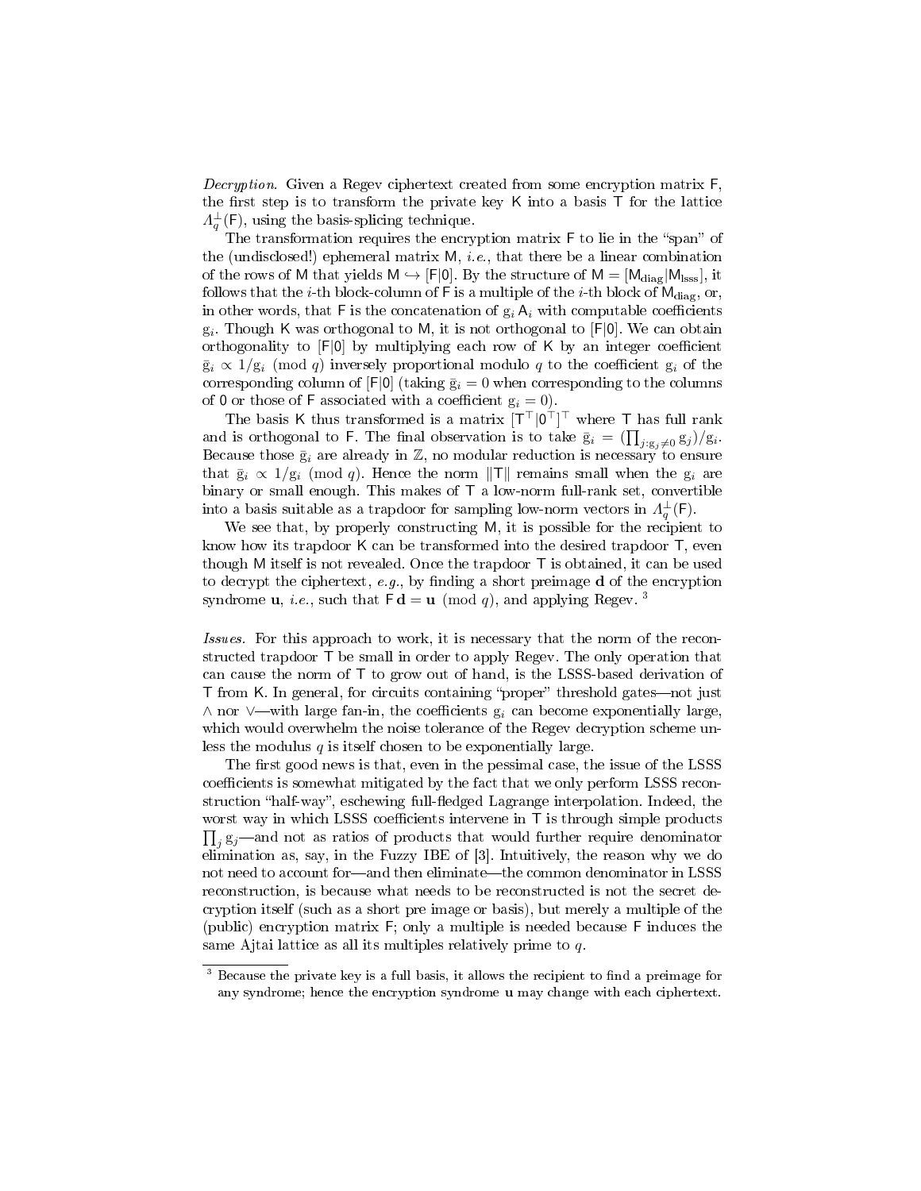*Decryption.* Given a Regev ciphertext created from some encryption matrix $\mathsf{F}$, the first step is to transform the private key $\mathsf{K}$ into a basis $\mathsf{T}$ for the lattice $\Lambda_q^\perp(\mathsf{F})$, using the basis-splicing technique.

The transformation requires the encryption matrix $\mathsf{F}$ to lie in the "span" of the (undisclosed!) ephemeral matrix $\mathsf{M}$, *i.e.*, that there be a linear combination of the rows of $\mathsf{M}$ that yields $\mathsf{M} \hookrightarrow [\mathsf{F}|0]$. By the structure of $\mathsf{M} = [\mathsf{M}_{\text{diag}}|\mathsf{M}_{\text{lsss}}]$, it follows that the $i$-th block-column of $\mathsf{F}$ is a multiple of the $i$-th block of $\mathsf{M}_{\text{diag}}$, or, in other words, that $\mathsf{F}$ is the concatenation of $\mathrm{g}_i\,\mathsf{A}_i$ with computable coefficients $\mathrm{g}_i$. Though $\mathsf{K}$ was orthogonal to $\mathsf{M}$, it is not orthogonal to $[\mathsf{F}|0]$. We can obtain orthogonality to $[\mathsf{F}|0]$ by multiplying each row of $\mathsf{K}$ by an integer coefficient $\bar{\mathrm{g}}_i \propto 1/\mathrm{g}_i \pmod q$ inversely proportional modulo $q$ to the coefficient $\mathrm{g}_i$ of the corresponding column of $[\mathsf{F}|0]$ (taking $\bar{\mathrm{g}}_i = 0$ when corresponding to the columns of $0$ or those of $\mathsf{F}$ associated with a coefficient $\mathrm{g}_i = 0$).

The basis $\mathsf{K}$ thus transformed is a matrix $[\mathsf{T}^\top|0^\top]^\top$ where $\mathsf{T}$ has full rank and is orthogonal to $\mathsf{F}$. The final observation is to take $\bar{\mathrm{g}}_i = (\prod_{j:\mathrm{g}_j \neq 0} \mathrm{g}_j)/\mathrm{g}_i$. Because those $\bar{\mathrm{g}}_i$ are already in $\mathbb{Z}$, no modular reduction is necessary to ensure that $\bar{\mathrm{g}}_i \propto 1/\mathrm{g}_i \pmod q$. Hence the norm $\|\mathsf{T}\|$ remains small when the $\mathrm{g}_i$ are binary or small enough. This makes of $\mathsf{T}$ a low-norm full-rank set, convertible into a basis suitable as a trapdoor for sampling low-norm vectors in $\Lambda_q^\perp(\mathsf{F})$.

We see that, by properly constructing $\mathsf{M}$, it is possible for the recipient to know how its trapdoor $\mathsf{K}$ can be transformed into the desired trapdoor $\mathsf{T}$, even though $\mathsf{M}$ itself is not revealed. Once the trapdoor $\mathsf{T}$ is obtained, it can be used to decrypt the ciphertext, *e.g.*, by finding a short preimage $\mathbf{d}$ of the encryption syndrome $\mathbf{u}$, *i.e.*, such that $\mathsf{F}\,\mathbf{d} = \mathbf{u} \pmod q$, and applying Regev. [3]

*Issues.* For this approach to work, it is necessary that the norm of the reconstructed trapdoor $\mathsf{T}$ be small in order to apply Regev. The only operation that can cause the norm of $\mathsf{T}$ to grow out of hand, is the LSSS-based derivation of $\mathsf{T}$ from $\mathsf{K}$. In general, for circuits containing "proper" threshold gates—not just $\wedge$ nor $\vee$—with large fan-in, the coefficients $\mathrm{g}_i$ can become exponentially large, which would overwhelm the noise tolerance of the Regev decryption scheme unless the modulus $q$ is itself chosen to be exponentially large.

The first good news is that, even in the pessimal case, the issue of the LSSS coefficients is somewhat mitigated by the fact that we only perform LSSS reconstruction "half-way", eschewing full-fledged Lagrange interpolation. Indeed, the worst way in which LSSS coefficients intervene in $\mathsf{T}$ is through simple products $\prod_j \mathrm{g}_j$—and not as ratios of products that would further require denominator elimination as, say, in the Fuzzy IBE of [3]. Intuitively, the reason why we do not need to account for—and then eliminate—the common denominator in LSSS reconstruction, is because what needs to be reconstructed is not the secret decryption itself (such as a short pre image or basis), but merely a multiple of the (public) encryption matrix $\mathsf{F}$; only a multiple is needed because $\mathsf{F}$ induces the same Ajtai lattice as all its multiples relatively prime to $q$.

---

[3] Because the private key is a full basis, it allows the recipient to find a preimage for any syndrome; hence the encryption syndrome $\mathbf{u}$ may change with each ciphertext.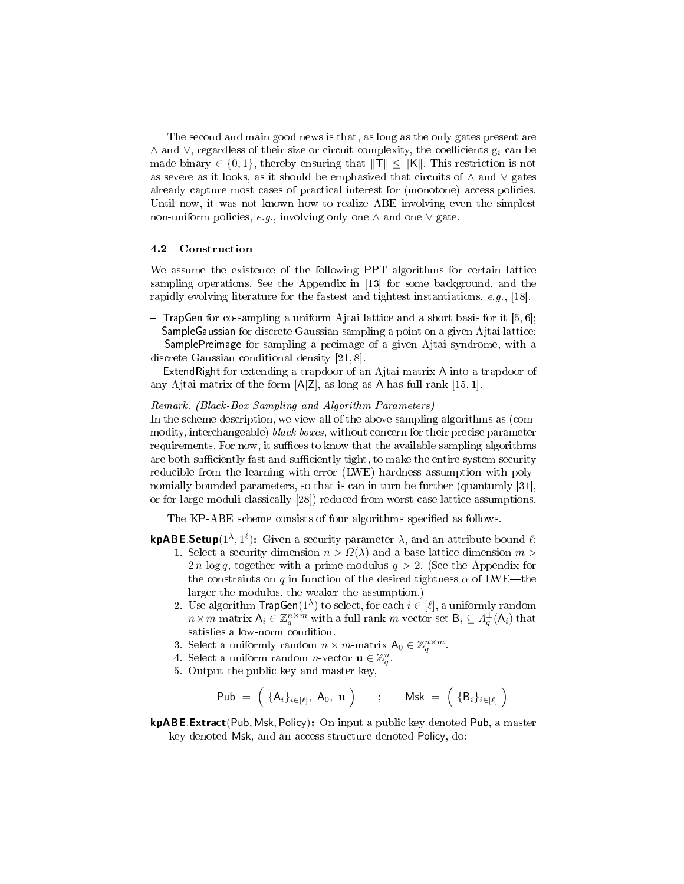The second and main good news is that, as long as the only gates present are $\wedge$ and $\vee$, regardless of their size or circuit complexity, the coefficients $\mathrm{g}_i$ can be made binary $\in \{0, 1\}$, thereby ensuring that $\|\mathsf{T}\| \leq \|\mathsf{K}\|$. This restriction is not as severe as it looks, as it should be emphasized that circuits of $\wedge$ and $\vee$ gates already capture most cases of practical interest for (monotone) access policies. Until now, it was not known how to realize ABE involving even the simplest non-uniform policies, *e.g.*, involving only one $\wedge$ and one $\vee$ gate.

### 4.2 Construction

We assume the existence of the following PPT algorithms for certain lattice sampling operations. See the Appendix in [13] for some background, and the rapidly evolving literature for the fastest and tightest instantiations, *e.g.*, [18].

- TrapGen for co-sampling a uniform Ajtai lattice and a short basis for it [5, 6];
- SampleGaussian for discrete Gaussian sampling a point on a given Ajtai lattice;
- SamplePreimage for sampling a preimage of a given Ajtai syndrome, with a discrete Gaussian conditional density [21, 8].
- ExtendRight for extending a trapdoor of an Ajtai matrix $\mathsf{A}$ into a trapdoor of any Ajtai matrix of the form $[\mathsf{A}|\mathsf{Z}]$, as long as $\mathsf{A}$ has full rank [15, 1].

*Remark. (Black-Box Sampling and Algorithm Parameters)*
In the scheme description, we view all of the above sampling algorithms as (commodity, interchangeable) *black boxes*, without concern for their precise parameter requirements. For now, it suffices to know that the available sampling algorithms are both sufficiently fast and sufficiently tight, to make the entire system security reducible from the learning-with-error (LWE) hardness assumption with polynomially bounded parameters, so that is can in turn be further (quantumly [31], or for large moduli classically [28]) reduced from worst-case lattice assumptions.

The KP-ABE scheme consists of four algorithms specified as follows.

**kpABE.Setup**$(1^\lambda, 1^\ell)$**:** Given a security parameter $\lambda$, and an attribute bound $\ell$:

1. Select a security dimension $n > \Omega(\lambda)$ and a base lattice dimension $m > 2\,n \log q$, together with a prime modulus $q > 2$. (See the Appendix for the constraints on $q$ in function of the desired tightness $\alpha$ of LWE—the larger the modulus, the weaker the assumption.)
2. Use algorithm $\mathsf{TrapGen}(1^\lambda)$ to select, for each $i \in [\ell]$, a uniformly random $n \times m$-matrix $\mathsf{A}_i \in \mathbb{Z}_q^{n \times m}$ with a full-rank $m$-vector set $\mathsf{B}_i \subseteq \Lambda_q^\perp(\mathsf{A}_i)$ that satisfies a low-norm condition.
3. Select a uniformly random $n \times m$-matrix $\mathsf{A}_0 \in \mathbb{Z}_q^{n \times m}$.
4. Select a uniform random $n$-vector $\mathbf{u} \in \mathbb{Z}_q^n$.
5. Output the public key and master key,

$$\mathsf{Pub} \;=\; \Big(\ \{\mathsf{A}_i\}_{i \in [\ell]},\ \mathsf{A}_0,\ \mathbf{u}\ \Big) \qquad ; \qquad \mathsf{Msk} \;=\; \Big(\ \{\mathsf{B}_i\}_{i \in [\ell]}\ \Big)$$

**kpABE.Extract**$(\mathsf{Pub}, \mathsf{Msk}, \mathsf{Policy})$**:** On input a public key denoted $\mathsf{Pub}$, a master key denoted $\mathsf{Msk}$, and an access structure denoted $\mathsf{Policy}$, do: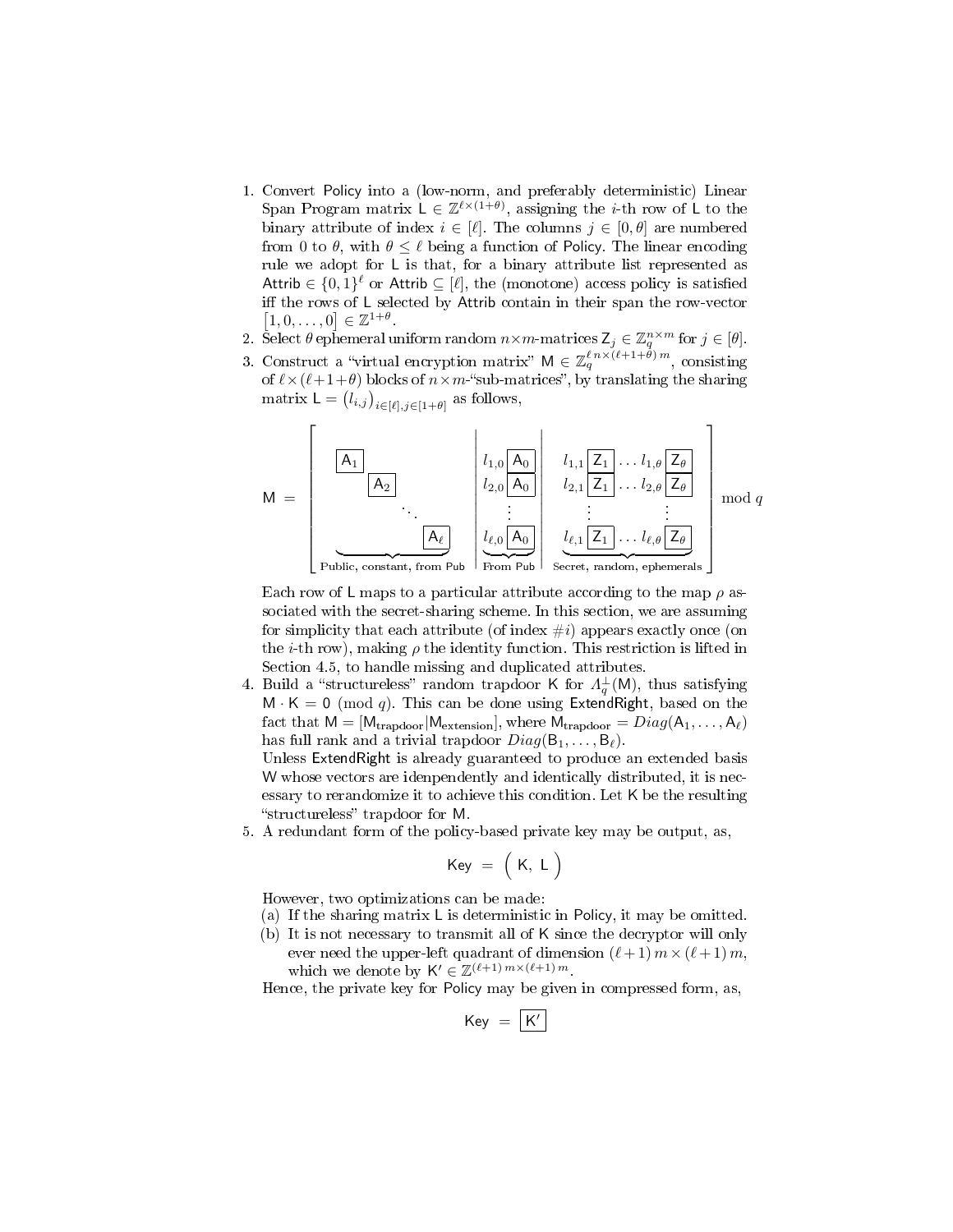1. Convert $\mathsf{Policy}$ into a (low-norm, and preferably deterministic) Linear Span Program matrix $\mathsf{L} \in \mathbb{Z}^{\ell \times (1+\theta)}$, assigning the $i$-th row of $\mathsf{L}$ to the binary attribute of index $i \in [\ell]$. The columns $j \in [0, \theta]$ are numbered from 0 to $\theta$, with $\theta \leq \ell$ being a function of $\mathsf{Policy}$. The linear encoding rule we adopt for $\mathsf{L}$ is that, for a binary attribute list represented as $\mathsf{Attrib} \in \{0,1\}^\ell$ or $\mathsf{Attrib} \subseteq [\ell]$, the (monotone) access policy is satisfied iff the rows of $\mathsf{L}$ selected by $\mathsf{Attrib}$ contain in their span the row-vector $\left[1, 0, \ldots, 0\right] \in \mathbb{Z}^{1+\theta}$.
2. Select $\theta$ ephemeral uniform random $n \times m$-matrices $\mathsf{Z}_j \in \mathbb{Z}_q^{n \times m}$ for $j \in [\theta]$.
3. Construct a "virtual encryption matrix" $\mathsf{M} \in \mathbb{Z}_q^{\ell\, n \times (\ell+1+\theta)\, m}$, consisting of $\ell \times (\ell+1+\theta)$ blocks of $n \times m$-"sub-matrices", by translating the sharing matrix $\mathsf{L} = \left(l_{i,j}\right)_{i \in [\ell], j \in [1+\theta]}$ as follows,

$$
\mathsf{M} \;=\; \left[\begin{array}{cccc|c|ccc}
\boxed{\mathsf{A}_1} & & & & l_{1,0}\boxed{\mathsf{A}_0} & l_{1,1}\boxed{\mathsf{Z}_1} & \ldots & l_{1,\theta}\boxed{\mathsf{Z}_\theta} \\
& \boxed{\mathsf{A}_2} & & & l_{2,0}\boxed{\mathsf{A}_0} & l_{2,1}\boxed{\mathsf{Z}_1} & \ldots & l_{2,\theta}\boxed{\mathsf{Z}_\theta} \\
& & \ddots & & \vdots & \vdots & & \vdots \\
\underbrace{\phantom{A}}_{} & & & \boxed{\mathsf{A}_\ell} & l_{\ell,0}\boxed{\mathsf{A}_0} & l_{\ell,1}\boxed{\mathsf{Z}_1} & \ldots & l_{\ell,\theta}\boxed{\mathsf{Z}_\theta} \\
\multicolumn{4}{c|}{\text{Public, constant, from Pub}} & \text{From Pub} & \multicolumn{3}{c}{\text{Secret, random, ephemerals}}
\end{array}\right] \bmod q
$$

   Each row of $\mathsf{L}$ maps to a particular attribute according to the map $\rho$ associated with the secret-sharing scheme. In this section, we are assuming for simplicity that each attribute (of index $\#i$) appears exactly once (on the $i$-th row), making $\rho$ the identity function. This restriction is lifted in Section 4.5, to handle missing and duplicated attributes.
4. Build a "structureless" random trapdoor $\mathsf{K}$ for $\Lambda_q^\perp(\mathsf{M})$, thus satisfying $\mathsf{M} \cdot \mathsf{K} = 0 \pmod q$. This can be done using $\mathsf{ExtendRight}$, based on the fact that $\mathsf{M} = [\mathsf{M}_{\text{trapdoor}} | \mathsf{M}_{\text{extension}}]$, where $\mathsf{M}_{\text{trapdoor}} = Diag(\mathsf{A}_1, \ldots, \mathsf{A}_\ell)$ has full rank and a trivial trapdoor $Diag(\mathsf{B}_1, \ldots, \mathsf{B}_\ell)$.
   Unless $\mathsf{ExtendRight}$ is already guaranteed to produce an extended basis $\mathsf{W}$ whose vectors are idenpendently and identically distributed, it is necessary to rerandomize it to achieve this condition. Let $\mathsf{K}$ be the resulting "structureless" trapdoor for $\mathsf{M}$.
5. A redundant form of the policy-based private key may be output, as,

$$\mathsf{Key} \;=\; \Big(\; \mathsf{K},\; \mathsf{L} \;\Big)$$

   However, two optimizations can be made:
   (a) If the sharing matrix $\mathsf{L}$ is deterministic in $\mathsf{Policy}$, it may be omitted.
   (b) It is not necessary to transmit all of $\mathsf{K}$ since the decryptor will only ever need the upper-left quadrant of dimension $(\ell+1)\, m \times (\ell+1)\, m$, which we denote by $\mathsf{K}' \in \mathbb{Z}^{(\ell+1)\, m \times (\ell+1)\, m}$.

   Hence, the private key for $\mathsf{Policy}$ may be given in compressed form, as,

$$\mathsf{Key} \;=\; \boxed{\mathsf{K}'}$$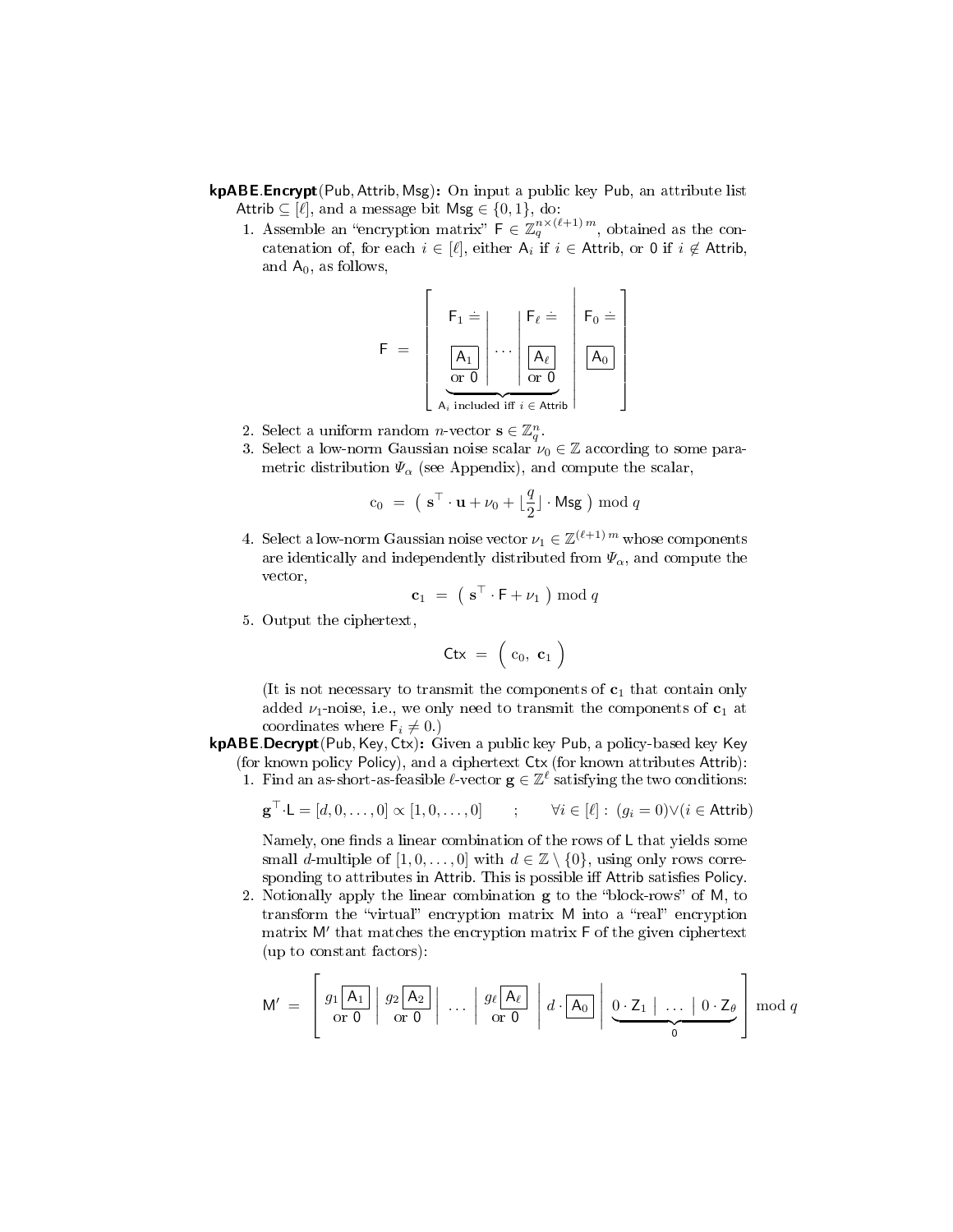**kpABE.Encrypt**(Pub, Attrib, Msg)**:** On input a public key Pub, an attribute list Attrib $\subseteq [\ell]$, and a message bit Msg $\in \{0, 1\}$, do:

1. Assemble an "encryption matrix" $\mathsf{F} \in \mathbb{Z}_q^{n \times (\ell+1)\, m}$, obtained as the concatenation of, for each $i \in [\ell]$, either $\mathsf{A}_i$ if $i \in$ Attrib, or $\mathsf{0}$ if $i \notin$ Attrib, and $\mathsf{A}_0$, as follows,

$$\mathsf{F} \;=\; \left[ \; \underbrace{\begin{array}{c|c|c} \mathsf{F}_1 \doteq & & \mathsf{F}_\ell \doteq \\ \boxed{\mathsf{A}_1} & \cdots & \boxed{\mathsf{A}_\ell} \\ \text{or } \mathsf{0} & & \text{or } \mathsf{0} \end{array}}_{\mathsf{A}_i \text{ included iff } i \in \mathsf{Attrib}} \; \middle| \; \begin{array}{c} \mathsf{F}_0 \doteq \\ \boxed{\mathsf{A}_0} \\ \; \end{array} \; \right]$$

2. Select a uniform random $n$-vector $\mathbf{s} \in \mathbb{Z}_q^n$.
3. Select a low-norm Gaussian noise scalar $\nu_0 \in \mathbb{Z}$ according to some parametric distribution $\Psi_\alpha$ (see Appendix), and compute the scalar,

$$\mathrm{c}_0 \;=\; \left( \; \mathbf{s}^\top \cdot \mathbf{u} + \nu_0 + \lfloor \frac{q}{2} \rfloor \cdot \mathsf{Msg} \; \right) \bmod q$$

4. Select a low-norm Gaussian noise vector $\nu_1 \in \mathbb{Z}^{(\ell+1)\, m}$ whose components are identically and independently distributed from $\Psi_\alpha$, and compute the vector,

$$\mathbf{c}_1 \;=\; \left( \; \mathbf{s}^\top \cdot \mathsf{F} + \nu_1 \; \right) \bmod q$$

5. Output the ciphertext,

$$\mathsf{Ctx} \;=\; \Big( \; \mathrm{c}_0, \; \mathbf{c}_1 \; \Big)$$

(It is not necessary to transmit the components of $\mathbf{c}_1$ that contain only added $\nu_1$-noise, i.e., we only need to transmit the components of $\mathbf{c}_1$ at coordinates where $\mathsf{F}_i \neq 0$.)

**kpABE.Decrypt**(Pub, Key, Ctx)**:** Given a public key Pub, a policy-based key Key (for known policy Policy), and a ciphertext Ctx (for known attributes Attrib):

1. Find an as-short-as-feasible $\ell$-vector $\mathbf{g} \in \mathbb{Z}^\ell$ satisfying the two conditions:

$$\mathbf{g}^\top \cdot \mathsf{L} = [d, 0, \ldots, 0] \propto [1, 0, \ldots, 0] \qquad ; \qquad \forall i \in [\ell] : \; (g_i = 0) \vee (i \in \mathsf{Attrib})$$

Namely, one finds a linear combination of the rows of $\mathsf{L}$ that yields some small $d$-multiple of $[1, 0, \ldots, 0]$ with $d \in \mathbb{Z} \setminus \{0\}$, using only rows corresponding to attributes in Attrib. This is possible iff Attrib satisfies Policy.

2. Notionally apply the linear combination $\mathbf{g}$ to the "block-rows" of $\mathsf{M}$, to transform the "virtual" encryption matrix $\mathsf{M}$ into a "real" encryption matrix $\mathsf{M}'$ that matches the encryption matrix $\mathsf{F}$ of the given ciphertext (up to constant factors):

$$\mathsf{M}' \;=\; \left[ \; \begin{array}{c} g_1 \boxed{\mathsf{A}_1} \\ \text{or } \mathsf{0} \end{array} \middle| \begin{array}{c} g_2 \boxed{\mathsf{A}_2} \\ \text{or } \mathsf{0} \end{array} \middle| \; \cdots \; \middle| \begin{array}{c} g_\ell \boxed{\mathsf{A}_\ell} \\ \text{or } \mathsf{0} \end{array} \middle| \; d \cdot \boxed{\mathsf{A}_0} \; \middle| \; \underbrace{0 \cdot \mathsf{Z}_1 \mid \ldots \mid 0 \cdot \mathsf{Z}_\theta}_{\mathsf{0}} \; \right] \bmod q$$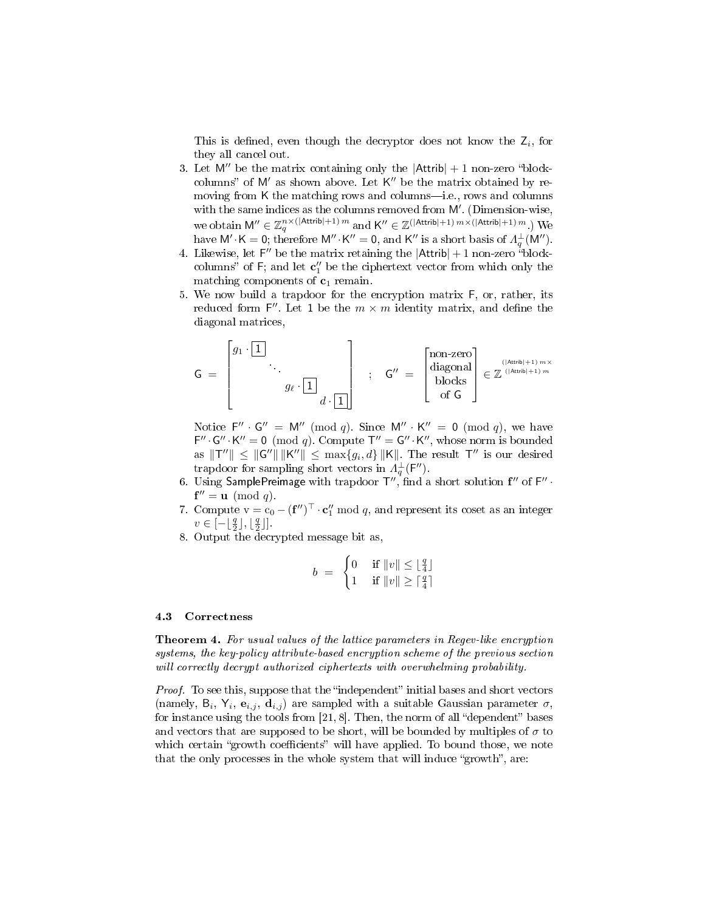This is defined, even though the decryptor does not know the $\mathsf{Z}_i$, for they all cancel out.

3. Let $\mathsf{M}''$ be the matrix containing only the $|\mathsf{Attrib}| + 1$ non-zero "block-columns" of $\mathsf{M}'$ as shown above. Let $\mathsf{K}''$ be the matrix obtained by removing from $\mathsf{K}$ the matching rows and columns—i.e., rows and columns with the same indices as the columns removed from $\mathsf{M}'$. (Dimension-wise, we obtain $\mathsf{M}'' \in \mathbb{Z}_q^{n \times (|\mathsf{Attrib}|+1)\, m}$ and $\mathsf{K}'' \in \mathbb{Z}^{(|\mathsf{Attrib}|+1)\, m \times (|\mathsf{Attrib}|+1)\, m}$.) We have $\mathsf{M}' \cdot \mathsf{K} = 0$; therefore $\mathsf{M}'' \cdot \mathsf{K}'' = 0$, and $\mathsf{K}''$ is a short basis of $\Lambda_q^\perp(\mathsf{M}'')$.
4. Likewise, let $\mathsf{F}''$ be the matrix retaining the $|\mathsf{Attrib}| + 1$ non-zero "block-columns" of $\mathsf{F}$; and let $\mathbf{c}_1''$ be the ciphertext vector from which only the matching components of $\mathbf{c}_1$ remain.
5. We now build a trapdoor for the encryption matrix $\mathsf{F}$, or, rather, its reduced form $\mathsf{F}''$. Let $\mathsf{1}$ be the $m \times m$ identity matrix, and define the diagonal matrices,

$$\mathsf{G} = \begin{bmatrix} g_1 \cdot \boxed{\mathsf{1}} & & & \\ & \ddots & & \\ & & g_\ell \cdot \boxed{\mathsf{1}} & \\ & & & d \cdot \boxed{\mathsf{1}} \end{bmatrix} \quad ; \quad \mathsf{G}'' = \begin{bmatrix} \text{non-zero} \\ \text{diagonal} \\ \text{blocks} \\ \text{of } \mathsf{G} \end{bmatrix} \in \mathbb{Z}^{\substack{(|\mathsf{Attrib}|+1)\, m \times \\ (|\mathsf{Attrib}|+1)\, m}}$$

Notice $\mathsf{F}'' \cdot \mathsf{G}'' = \mathsf{M}'' \pmod q$. Since $\mathsf{M}'' \cdot \mathsf{K}'' = 0 \pmod q$, we have $\mathsf{F}'' \cdot \mathsf{G}'' \cdot \mathsf{K}'' = 0 \pmod q$. Compute $\mathsf{T}'' = \mathsf{G}'' \cdot \mathsf{K}''$, whose norm is bounded as $\|\mathsf{T}''\| \leq \|\mathsf{G}''\| \, \|\mathsf{K}''\| \leq \max\{g_i, d\} \, \|\mathsf{K}\|$. The result $\mathsf{T}''$ is our desired trapdoor for sampling short vectors in $\Lambda_q^\perp(\mathsf{F}'')$.
6. Using $\mathsf{SamplePreimage}$ with trapdoor $\mathsf{T}''$, find a short solution $\mathbf{f}''$ of $\mathsf{F}'' \cdot \mathbf{f}'' = \mathbf{u} \pmod q$.
7. Compute $\mathrm{v} = \mathrm{c}_0 - (\mathbf{f}'')^\top \cdot \mathbf{c}_1'' \bmod q$, and represent its coset as an integer $v \in [-\lfloor \frac{q}{2} \rfloor, \lfloor \frac{q}{2} \rfloor]$.
8. Output the decrypted message bit as,

$$b = \begin{cases} 0 & \text{if } \|v\| \leq \lfloor \frac{q}{4} \rfloor \\ 1 & \text{if } \|v\| \geq \lceil \frac{q}{4} \rceil \end{cases}$$

### 4.3 Correctness

**Theorem 4.** *For usual values of the lattice parameters in Regev-like encryption systems, the key-policy attribute-based encryption scheme of the previous section will correctly decrypt authorized ciphertexts with overwhelming probability.*

*Proof.* To see this, suppose that the "independent" initial bases and short vectors (namely, $\mathsf{B}_i$, $\mathsf{Y}_i$, $\mathbf{e}_{i,j}$, $\mathbf{d}_{i,j}$) are sampled with a suitable Gaussian parameter $\sigma$, for instance using the tools from [21, 8]. Then, the norm of all "dependent" bases and vectors that are supposed to be short, will be bounded by multiples of $\sigma$ to which certain "growth coefficients" will have applied. To bound those, we note that the only processes in the whole system that will induce "growth", are: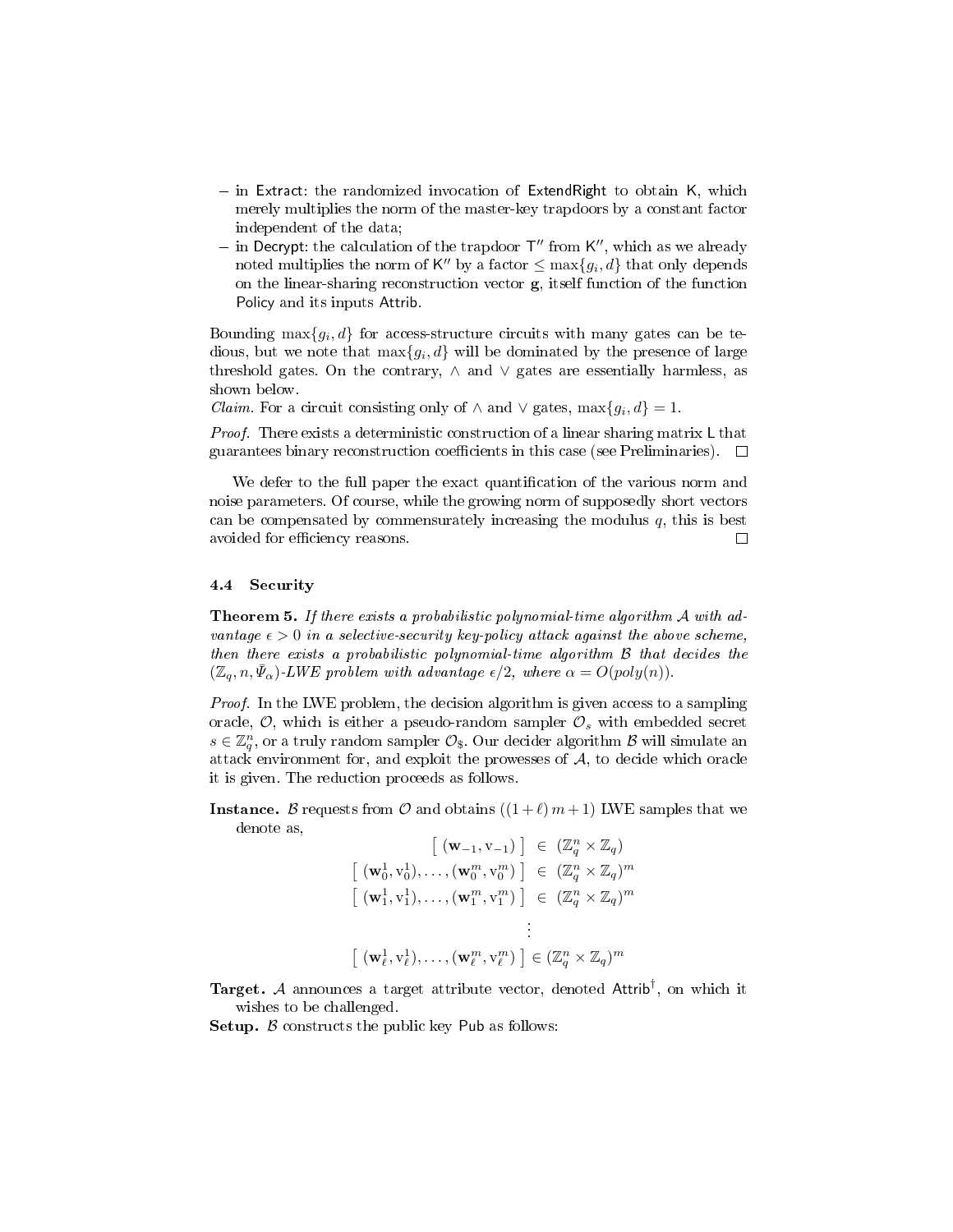- in Extract: the randomized invocation of ExtendRight to obtain K, which merely multiplies the norm of the master-key trapdoors by a constant factor independent of the data;
- in Decrypt: the calculation of the trapdoor T″ from K″, which as we already noted multiplies the norm of K″ by a factor $\leq \max\{g_i, d\}$ that only depends on the linear-sharing reconstruction vector $\mathbf{g}$, itself function of the function Policy and its inputs Attrib.

Bounding $\max\{g_i, d\}$ for access-structure circuits with many gates can be tedious, but we note that $\max\{g_i, d\}$ will be dominated by the presence of large threshold gates. On the contrary, $\wedge$ and $\vee$ gates are essentially harmless, as shown below.

*Claim.* For a circuit consisting only of $\wedge$ and $\vee$ gates, $\max\{g_i, d\} = 1$.

*Proof.* There exists a deterministic construction of a linear sharing matrix L that guarantees binary reconstruction coefficients in this case (see Preliminaries). □

We defer to the full paper the exact quantification of the various norm and noise parameters. Of course, while the growing norm of supposedly short vectors can be compensated by commensurately increasing the modulus $q$, this is best avoided for efficiency reasons. □

### 4.4 Security

**Theorem 5.** *If there exists a probabilistic polynomial-time algorithm $\mathcal{A}$ with advantage $\epsilon > 0$ in a selective-security key-policy attack against the above scheme, then there exists a probabilistic polynomial-time algorithm $\mathcal{B}$ that decides the $(\mathbb{Z}_q, n, \bar{\Psi}_\alpha)$-LWE problem with advantage $\epsilon/2$, where $\alpha = O(poly(n))$.*

*Proof.* In the LWE problem, the decision algorithm is given access to a sampling oracle, $\mathcal{O}$, which is either a pseudo-random sampler $\mathcal{O}_s$ with embedded secret $s \in \mathbb{Z}_q^n$, or a truly random sampler $\mathcal{O}_\$$. Our decider algorithm $\mathcal{B}$ will simulate an attack environment for, and exploit the prowesses of $\mathcal{A}$, to decide which oracle it is given. The reduction proceeds as follows.

**Instance.** $\mathcal{B}$ requests from $\mathcal{O}$ and obtains $((1+\ell)\, m+1)$ LWE samples that we denote as,

$$
\begin{aligned}
\left[\ (\mathbf{w}_{-1}, \mathrm{v}_{-1})\ \right] &\in (\mathbb{Z}_q^n \times \mathbb{Z}_q) \\
\left[\ (\mathbf{w}_0^1, \mathrm{v}_0^1), \ldots, (\mathbf{w}_0^m, \mathrm{v}_0^m)\ \right] &\in (\mathbb{Z}_q^n \times \mathbb{Z}_q)^m \\
\left[\ (\mathbf{w}_1^1, \mathrm{v}_1^1), \ldots, (\mathbf{w}_1^m, \mathrm{v}_1^m)\ \right] &\in (\mathbb{Z}_q^n \times \mathbb{Z}_q)^m \\
&\vdots \\
\left[\ (\mathbf{w}_\ell^1, \mathrm{v}_\ell^1), \ldots, (\mathbf{w}_\ell^m, \mathrm{v}_\ell^m)\ \right] &\in (\mathbb{Z}_q^n \times \mathbb{Z}_q)^m
\end{aligned}
$$

**Target.** $\mathcal{A}$ announces a target attribute vector, denoted $\mathsf{Attrib}^\dagger$, on which it wishes to be challenged.

**Setup.** $\mathcal{B}$ constructs the public key Pub as follows: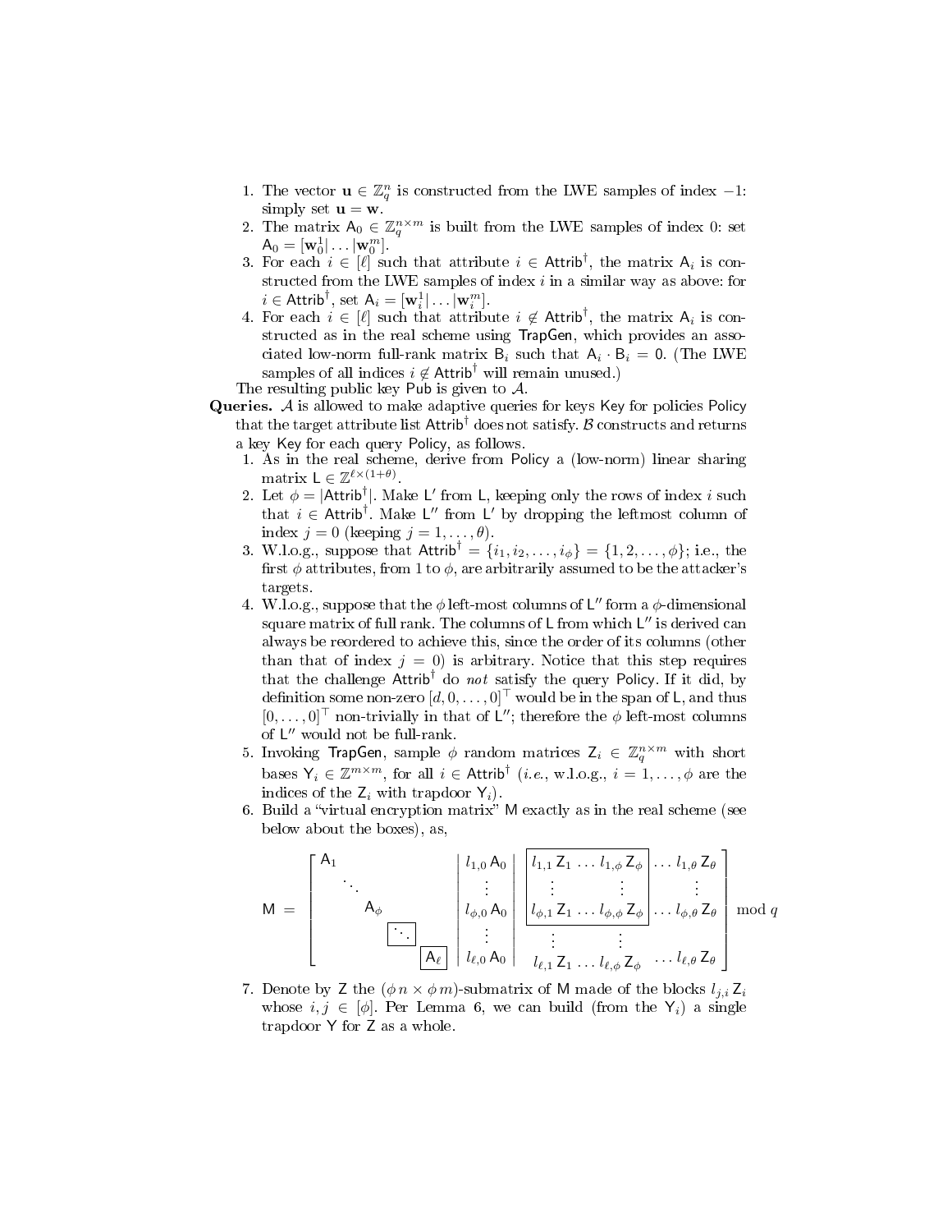1. The vector $\mathbf{u} \in \mathbb{Z}_q^n$ is constructed from the LWE samples of index $-1$: simply set $\mathbf{u} = \mathbf{w}$.
2. The matrix $\mathsf{A}_0 \in \mathbb{Z}_q^{n\times m}$ is built from the LWE samples of index 0: set $\mathsf{A}_0 = [\mathbf{w}_0^1|\dots|\mathbf{w}_0^m]$.
3. For each $i \in [\ell]$ such that attribute $i \in \mathsf{Attrib}^\dagger$, the matrix $\mathsf{A}_i$ is constructed from the LWE samples of index $i$ in a similar way as above: for $i \in \mathsf{Attrib}^\dagger$, set $\mathsf{A}_i = [\mathbf{w}_i^1|\dots|\mathbf{w}_i^m]$.
4. For each $i \in [\ell]$ such that attribute $i \notin \mathsf{Attrib}^\dagger$, the matrix $\mathsf{A}_i$ is constructed as in the real scheme using $\mathsf{TrapGen}$, which provides an associated low-norm full-rank matrix $\mathsf{B}_i$ such that $\mathsf{A}_i \cdot \mathsf{B}_i = 0$. (The LWE samples of all indices $i \notin \mathsf{Attrib}^\dagger$ will remain unused.)

The resulting public key $\mathsf{Pub}$ is given to $\mathcal{A}$.

**Queries.** $\mathcal{A}$ is allowed to make adaptive queries for keys $\mathsf{Key}$ for policies $\mathsf{Policy}$ that the target attribute list $\mathsf{Attrib}^\dagger$ does not satisfy. $\mathcal{B}$ constructs and returns a key $\mathsf{Key}$ for each query $\mathsf{Policy}$, as follows.

1. As in the real scheme, derive from $\mathsf{Policy}$ a (low-norm) linear sharing matrix $\mathsf{L} \in \mathbb{Z}^{\ell\times(1+\theta)}$.
2. Let $\phi = |\mathsf{Attrib}^\dagger|$. Make $\mathsf{L}'$ from $\mathsf{L}$, keeping only the rows of index $i$ such that $i \in \mathsf{Attrib}^\dagger$. Make $\mathsf{L}''$ from $\mathsf{L}'$ by dropping the leftmost column of index $j = 0$ (keeping $j = 1,\dots,\theta$).
3. W.l.o.g., suppose that $\mathsf{Attrib}^\dagger = \{i_1, i_2, \dots, i_\phi\} = \{1, 2, \dots, \phi\}$; i.e., the first $\phi$ attributes, from 1 to $\phi$, are arbitrarily assumed to be the attacker's targets.
4. W.l.o.g., suppose that the $\phi$ left-most columns of $\mathsf{L}''$ form a $\phi$-dimensional square matrix of full rank. The columns of $\mathsf{L}$ from which $\mathsf{L}''$ is derived can always be reordered to achieve this, since the order of its columns (other than that of index $j = 0$) is arbitrary. Notice that this step requires that the challenge $\mathsf{Attrib}^\dagger$ do *not* satisfy the query $\mathsf{Policy}$. If it did, by definition some non-zero $[d, 0, \dots, 0]^\top$ would be in the span of $\mathsf{L}$, and thus $[0, \dots, 0]^\top$ non-trivially in that of $\mathsf{L}''$; therefore the $\phi$ left-most columns of $\mathsf{L}''$ would not be full-rank.
5. Invoking $\mathsf{TrapGen}$, sample $\phi$ random matrices $\mathsf{Z}_i \in \mathbb{Z}_q^{n\times m}$ with short bases $\mathsf{Y}_i \in \mathbb{Z}^{m\times m}$, for all $i \in \mathsf{Attrib}^\dagger$ (*i.e.*, w.l.o.g., $i = 1, \dots, \phi$ are the indices of the $\mathsf{Z}_i$ with trapdoor $\mathsf{Y}_i$).
6. Build a "virtual encryption matrix" $\mathsf{M}$ exactly as in the real scheme (see below about the boxes), as,

$$\mathsf{M} = \left[\begin{array}{ccccc|c|ccc} \mathsf{A}_1 & & & & & l_{1,0}\,\mathsf{A}_0 & \boxed{l_{1,1}\,\mathsf{Z}_1 \dots l_{1,\phi}\,\mathsf{Z}_\phi} & \dots & l_{1,\theta}\,\mathsf{Z}_\theta \\ & \ddots & & & & \vdots & \vdots \quad\quad \vdots & & \vdots \\ & & \mathsf{A}_\phi & & & l_{\phi,0}\,\mathsf{A}_0 & \boxed{l_{\phi,1}\,\mathsf{Z}_1 \dots l_{\phi,\phi}\,\mathsf{Z}_\phi} & \dots & l_{\phi,\theta}\,\mathsf{Z}_\theta \\ & & & \boxed{\ddots} & & \vdots & \vdots \quad\quad \vdots & & \\ & & & & \boxed{\mathsf{A}_\ell} & l_{\ell,0}\,\mathsf{A}_0 & l_{\ell,1}\,\mathsf{Z}_1 \dots l_{\ell,\phi}\,\mathsf{Z}_\phi & \dots & l_{\ell,\theta}\,\mathsf{Z}_\theta \end{array}\right] \bmod q$$

7. Denote by $\mathsf{Z}$ the $(\phi\, n \times \phi\, m)$-submatrix of $\mathsf{M}$ made of the blocks $l_{j,i}\,\mathsf{Z}_i$ whose $i, j \in [\phi]$. Per Lemma 6, we can build (from the $\mathsf{Y}_i$) a single trapdoor $\mathsf{Y}$ for $\mathsf{Z}$ as a whole.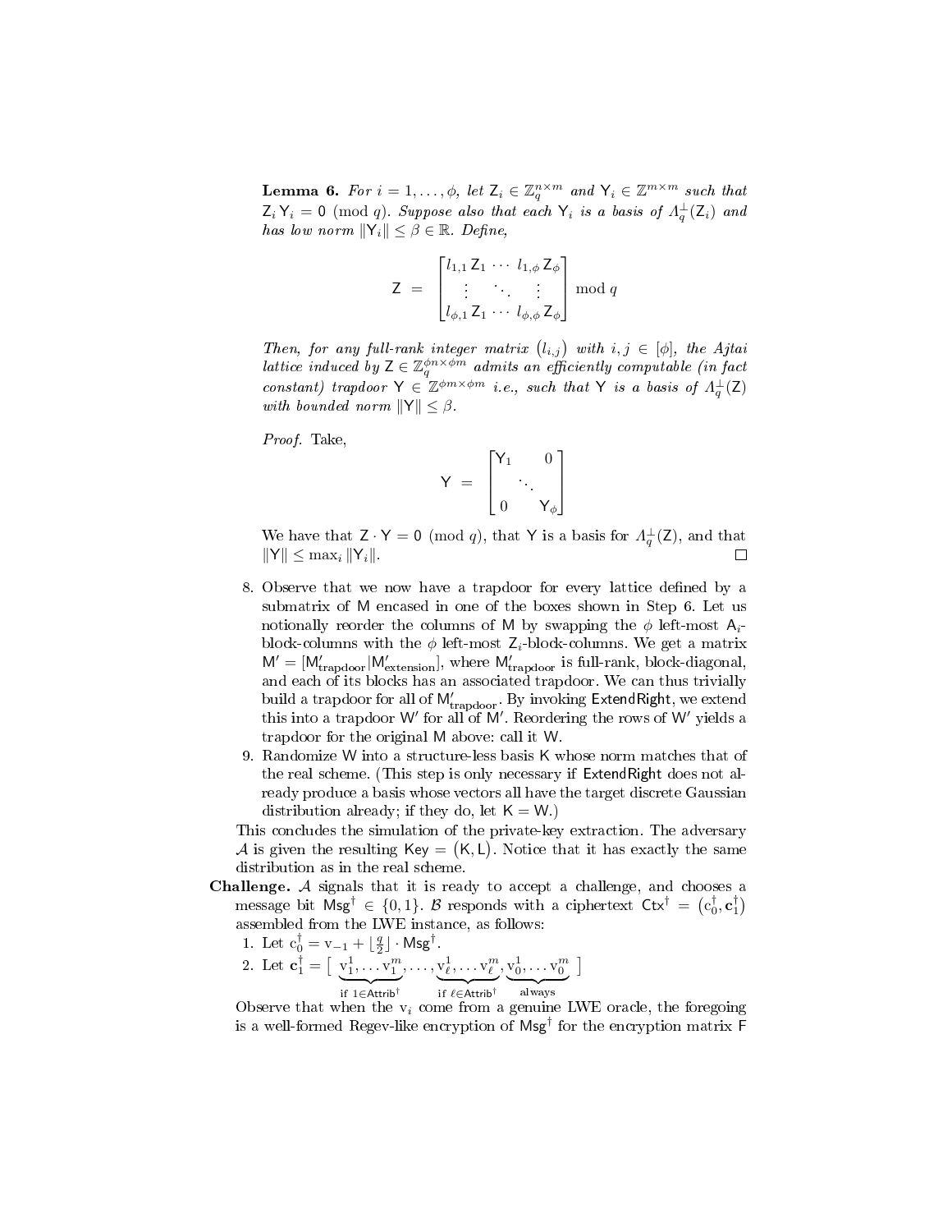**Lemma 6.** *For $i = 1, \ldots, \phi$, let $\mathsf{Z}_i \in \mathbb{Z}_q^{n \times m}$ and $\mathsf{Y}_i \in \mathbb{Z}^{m \times m}$ such that $\mathsf{Z}_i \, \mathsf{Y}_i = \mathsf{0} \pmod q$. Suppose also that each $\mathsf{Y}_i$ is a basis of $\Lambda_q^\perp(\mathsf{Z}_i)$ and has low norm $\|\mathsf{Y}_i\| \leq \beta \in \mathbb{R}$. Define,*

$$\mathsf{Z} \; = \; \begin{bmatrix} l_{1,1}\, \mathsf{Z}_1 & \cdots & l_{1,\phi}\, \mathsf{Z}_\phi \\ \vdots & \ddots & \vdots \\ l_{\phi,1}\, \mathsf{Z}_1 & \cdots & l_{\phi,\phi}\, \mathsf{Z}_\phi \end{bmatrix} \bmod q$$

*Then, for any full-rank integer matrix $\big(l_{i,j}\big)$ with $i, j \in [\phi]$, the Ajtai lattice induced by $\mathsf{Z} \in \mathbb{Z}_q^{\phi n \times \phi m}$ admits an efficiently computable (in fact constant) trapdoor $\mathsf{Y} \in \mathbb{Z}^{\phi m \times \phi m}$ i.e., such that $\mathsf{Y}$ is a basis of $\Lambda_q^\perp(\mathsf{Z})$ with bounded norm $\|\mathsf{Y}\| \leq \beta$.*

*Proof.* Take,

$$\mathsf{Y} \; = \; \begin{bmatrix} \mathsf{Y}_1 & & 0 \\ & \ddots & \\ 0 & & \mathsf{Y}_\phi \end{bmatrix}$$

We have that $\mathsf{Z} \cdot \mathsf{Y} = \mathsf{0} \pmod q$, that $\mathsf{Y}$ is a basis for $\Lambda_q^\perp(\mathsf{Z})$, and that $\|\mathsf{Y}\| \leq \max_i \|\mathsf{Y}_i\|$. □

8. Observe that we now have a trapdoor for every lattice defined by a submatrix of $\mathsf{M}$ encased in one of the boxes shown in Step 6. Let us notionally reorder the columns of $\mathsf{M}$ by swapping the $\phi$ left-most $\mathsf{A}_i$-block-columns with the $\phi$ left-most $\mathsf{Z}_i$-block-columns. We get a matrix $\mathsf{M}' = [\mathsf{M}'_{\text{trapdoor}} | \mathsf{M}'_{\text{extension}}]$, where $\mathsf{M}'_{\text{trapdoor}}$ is full-rank, block-diagonal, and each of its blocks has an associated trapdoor. We can thus trivially build a trapdoor for all of $\mathsf{M}'_{\text{trapdoor}}$. By invoking $\mathsf{ExtendRight}$, we extend this into a trapdoor $\mathsf{W}'$ for all of $\mathsf{M}'$. Reordering the rows of $\mathsf{W}'$ yields a trapdoor for the original $\mathsf{M}$ above: call it $\mathsf{W}$.
9. Randomize $\mathsf{W}$ into a structure-less basis $\mathsf{K}$ whose norm matches that of the real scheme. (This step is only necessary if $\mathsf{ExtendRight}$ does not already produce a basis whose vectors all have the target discrete Gaussian distribution already; if they do, let $\mathsf{K} = \mathsf{W}$.)

This concludes the simulation of the private-key extraction. The adversary $\mathcal{A}$ is given the resulting $\mathsf{Key} = \big(\mathsf{K}, \mathsf{L}\big)$. Notice that it has exactly the same distribution as in the real scheme.

**Challenge.** $\mathcal{A}$ signals that it is ready to accept a challenge, and chooses a message bit $\mathsf{Msg}^\dagger \in \{0,1\}$. $\mathcal{B}$ responds with a ciphertext $\mathsf{Ctx}^\dagger = \big(\mathrm{c}_0^\dagger, \mathbf{c}_1^\dagger\big)$ assembled from the LWE instance, as follows:

1. Let $\mathrm{c}_0^\dagger = \mathrm{v}_{-1} + \lfloor \frac{q}{2} \rfloor \cdot \mathsf{Msg}^\dagger$.
2. Let $\mathbf{c}_1^\dagger = [\; \underbrace{\mathrm{v}_1^1, \ldots \mathrm{v}_1^m}_{\text{if } 1 \in \mathsf{Attrib}^\dagger}, \ldots, \underbrace{\mathrm{v}_\ell^1, \ldots \mathrm{v}_\ell^m}_{\text{if } \ell \in \mathsf{Attrib}^\dagger}, \underbrace{\mathrm{v}_0^1, \ldots \mathrm{v}_0^m}_{\text{always}} \;]$

Observe that when the $\mathrm{v}_i$ come from a genuine LWE oracle, the foregoing is a well-formed Regev-like encryption of $\mathsf{Msg}^\dagger$ for the encryption matrix $\mathsf{F}$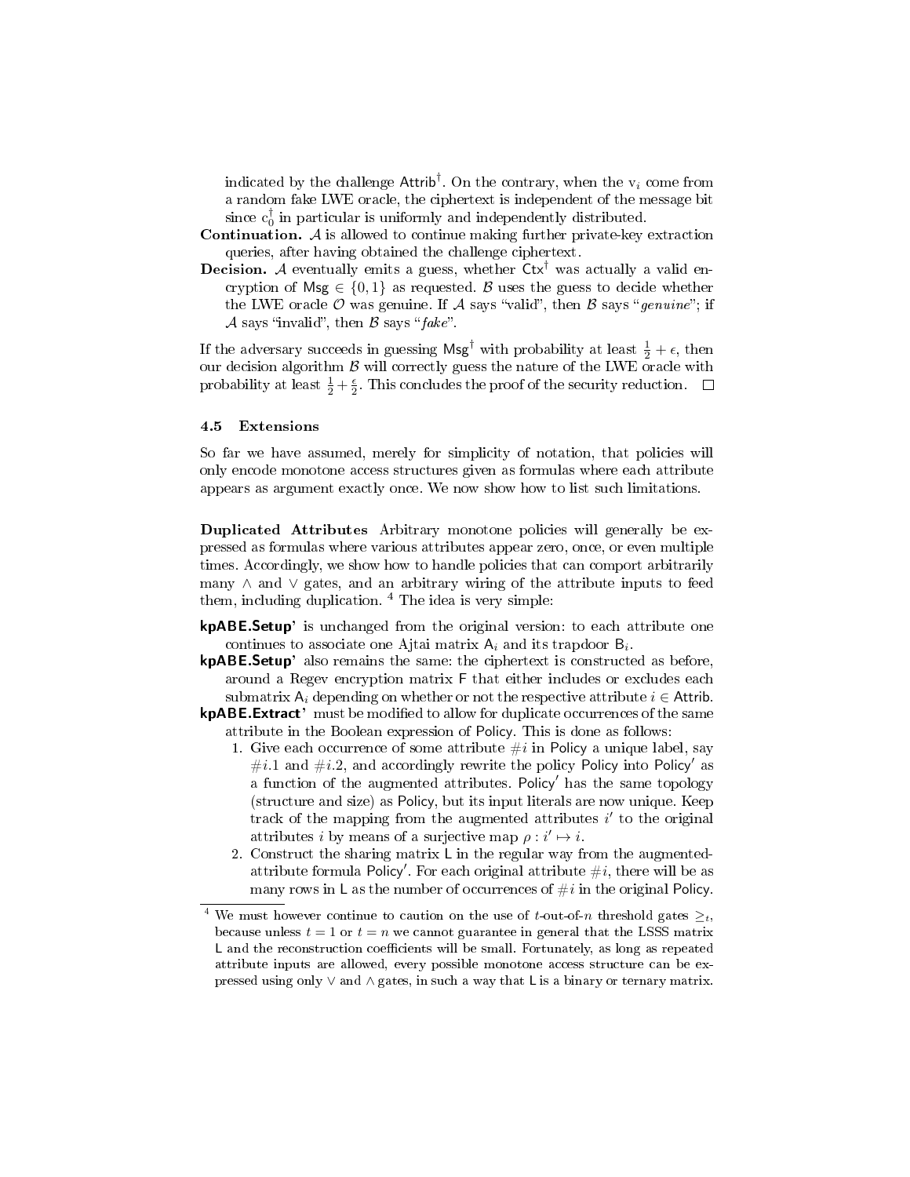indicated by the challenge $\mathsf{Attrib}^\dagger$. On the contrary, when the $\mathrm{v}_i$ come from a random fake LWE oracle, the ciphertext is independent of the message bit since $\mathrm{c}_0^\dagger$ in particular is uniformly and independently distributed.

**Continuation.** $\mathcal{A}$ is allowed to continue making further private-key extraction queries, after having obtained the challenge ciphertext.

**Decision.** $\mathcal{A}$ eventually emits a guess, whether $\mathsf{Ctx}^\dagger$ was actually a valid encryption of $\mathsf{Msg} \in \{0, 1\}$ as requested. $\mathcal{B}$ uses the guess to decide whether the LWE oracle $\mathcal{O}$ was genuine. If $\mathcal{A}$ says "valid", then $\mathcal{B}$ says "*genuine*"; if $\mathcal{A}$ says "invalid", then $\mathcal{B}$ says "*fake*".

If the adversary succeeds in guessing $\mathsf{Msg}^\dagger$ with probability at least $\frac{1}{2} + \epsilon$, then our decision algorithm $\mathcal{B}$ will correctly guess the nature of the LWE oracle with probability at least $\frac{1}{2} + \frac{\epsilon}{2}$. This concludes the proof of the security reduction. □

### 4.5 Extensions

So far we have assumed, merely for simplicity of notation, that policies will only encode monotone access structures given as formulas where each attribute appears as argument exactly once. We now show how to list such limitations.

**Duplicated Attributes** Arbitrary monotone policies will generally be expressed as formulas where various attributes appear zero, once, or even multiple times. Accordingly, we show how to handle policies that can comport arbitrarily many $\wedge$ and $\vee$ gates, and an arbitrary wiring of the attribute inputs to feed them, including duplication. [4] The idea is very simple:

**kpABE.Setup'** is unchanged from the original version: to each attribute one continues to associate one Ajtai matrix $\mathsf{A}_i$ and its trapdoor $\mathsf{B}_i$.

**kpABE.Setup'** also remains the same: the ciphertext is constructed as before, around a Regev encryption matrix $\mathsf{F}$ that either includes or excludes each submatrix $\mathsf{A}_i$ depending on whether or not the respective attribute $i \in \mathsf{Attrib}$.

**kpABE.Extract'** must be modified to allow for duplicate occurrences of the same attribute in the Boolean expression of $\mathsf{Policy}$. This is done as follows:

1. Give each occurrence of some attribute $\#i$ in $\mathsf{Policy}$ a unique label, say $\#i.1$ and $\#i.2$, and accordingly rewrite the policy $\mathsf{Policy}$ into $\mathsf{Policy}'$ as a function of the augmented attributes. $\mathsf{Policy}'$ has the same topology (structure and size) as $\mathsf{Policy}$, but its input literals are now unique. Keep track of the mapping from the augmented attributes $i'$ to the original attributes $i$ by means of a surjective map $\rho : i' \mapsto i$.
2. Construct the sharing matrix $\mathsf{L}$ in the regular way from the augmented-attribute formula $\mathsf{Policy}'$. For each original attribute $\#i$, there will be as many rows in $\mathsf{L}$ as the number of occurrences of $\#i$ in the original $\mathsf{Policy}$.

---

[4] We must however continue to caution on the use of $t$-out-of-$n$ threshold gates $\geq_t$, because unless $t = 1$ or $t = n$ we cannot guarantee in general that the LSSS matrix $\mathsf{L}$ and the reconstruction coefficients will be small. Fortunately, as long as repeated attribute inputs are allowed, every possible monotone access structure can be expressed using only $\vee$ and $\wedge$ gates, in such a way that $\mathsf{L}$ is a binary or ternary matrix.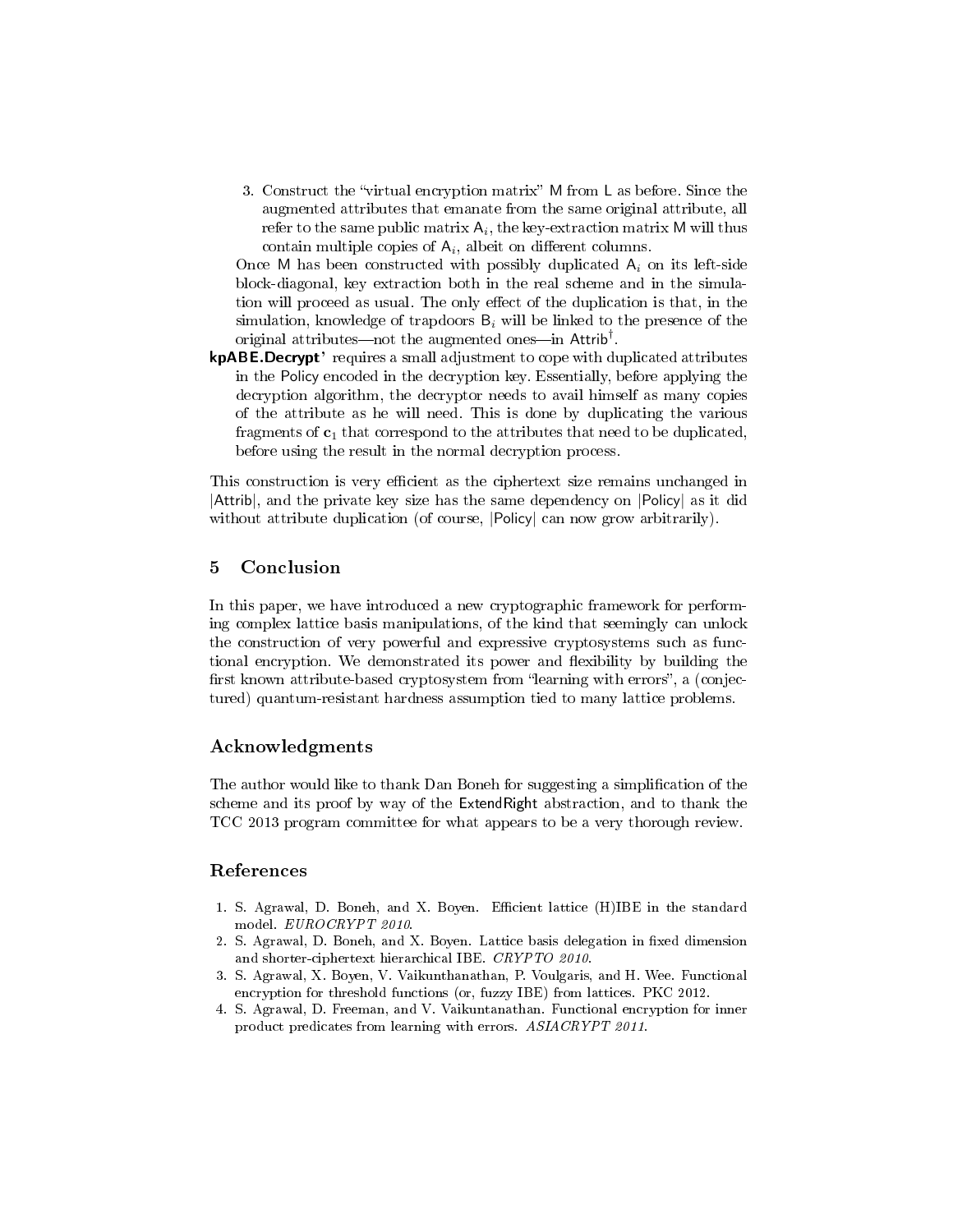3. Construct the "virtual encryption matrix" M from L as before. Since the augmented attributes that emanate from the same original attribute, all refer to the same public matrix $A_i$, the key-extraction matrix M will thus contain multiple copies of $A_i$, albeit on different columns.

Once M has been constructed with possibly duplicated $A_i$ on its left-side block-diagonal, key extraction both in the real scheme and in the simulation will proceed as usual. The only effect of the duplication is that, in the simulation, knowledge of trapdoors $B_i$ will be linked to the presence of the original attributes—not the augmented ones—in $\mathsf{Attrib}^{\dagger}$.

**kpABE.Decrypt'** requires a small adjustment to cope with duplicated attributes in the Policy encoded in the decryption key. Essentially, before applying the decryption algorithm, the decryptor needs to avail himself as many copies of the attribute as he will need. This is done by duplicating the various fragments of $\mathbf{c}_1$ that correspond to the attributes that need to be duplicated, before using the result in the normal decryption process.

This construction is very efficient as the ciphertext size remains unchanged in $|\mathsf{Attrib}|$, and the private key size has the same dependency on $|\mathsf{Policy}|$ as it did without attribute duplication (of course, $|\mathsf{Policy}|$ can now grow arbitrarily).

## 5 Conclusion

In this paper, we have introduced a new cryptographic framework for performing complex lattice basis manipulations, of the kind that seemingly can unlock the construction of very powerful and expressive cryptosystems such as functional encryption. We demonstrated its power and flexibility by building the first known attribute-based cryptosystem from "learning with errors", a (conjectured) quantum-resistant hardness assumption tied to many lattice problems.

## Acknowledgments

The author would like to thank Dan Boneh for suggesting a simplification of the scheme and its proof by way of the ExtendRight abstraction, and to thank the TCC 2013 program committee for what appears to be a very thorough review.

## References

1. S. Agrawal, D. Boneh, and X. Boyen. Efficient lattice (H)IBE in the standard model. *EUROCRYPT 2010*.
2. S. Agrawal, D. Boneh, and X. Boyen. Lattice basis delegation in fixed dimension and shorter-ciphertext hierarchical IBE. *CRYPTO 2010*.
3. S. Agrawal, X. Boyen, V. Vaikunthanathan, P. Voulgaris, and H. Wee. Functional encryption for threshold functions (or, fuzzy IBE) from lattices. PKC 2012.
4. S. Agrawal, D. Freeman, and V. Vaikuntanathan. Functional encryption for inner product predicates from learning with errors. *ASIACRYPT 2011*.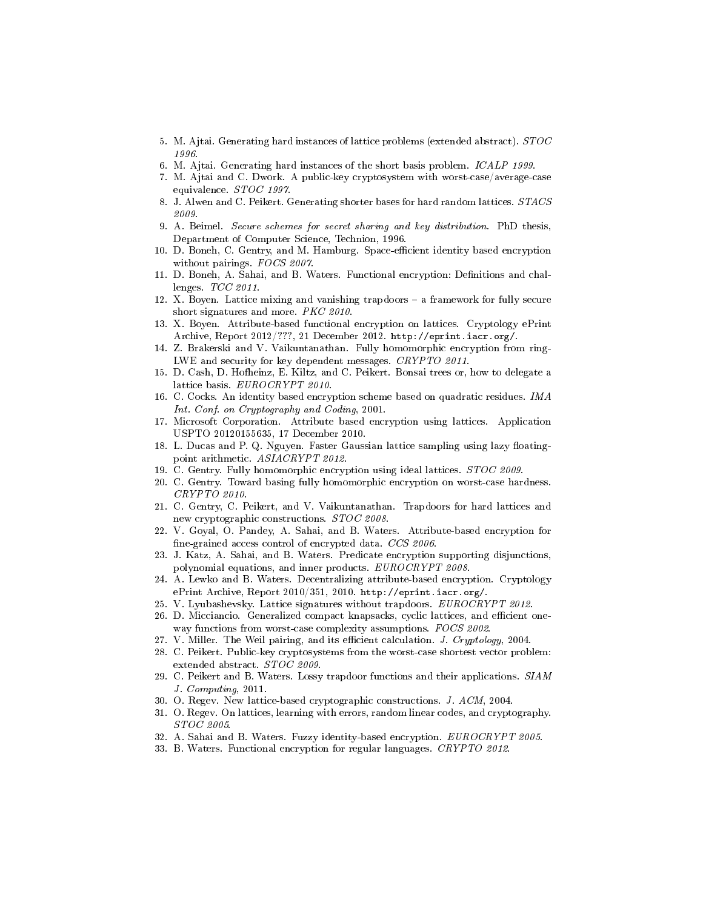5. M. Ajtai. Generating hard instances of lattice problems (extended abstract). *STOC 1996*.
6. M. Ajtai. Generating hard instances of the short basis problem. *ICALP 1999*.
7. M. Ajtai and C. Dwork. A public-key cryptosystem with worst-case/average-case equivalence. *STOC 1997*.
8. J. Alwen and C. Peikert. Generating shorter bases for hard random lattices. *STACS 2009*.
9. A. Beimel. *Secure schemes for secret sharing and key distribution*. PhD thesis, Department of Computer Science, Technion, 1996.
10. D. Boneh, C. Gentry, and M. Hamburg. Space-efficient identity based encryption without pairings. *FOCS 2007*.
11. D. Boneh, A. Sahai, and B. Waters. Functional encryption: Definitions and challenges. *TCC 2011*.
12. X. Boyen. Lattice mixing and vanishing trapdoors – a framework for fully secure short signatures and more. *PKC 2010*.
13. X. Boyen. Attribute-based functional encryption on lattices. Cryptology ePrint Archive, Report 2012/???, 21 December 2012. `http://eprint.iacr.org/`.
14. Z. Brakerski and V. Vaikuntanathan. Fully homomorphic encryption from ring-LWE and security for key dependent messages. *CRYPTO 2011*.
15. D. Cash, D. Hofheinz, E. Kiltz, and C. Peikert. Bonsai trees or, how to delegate a lattice basis. *EUROCRYPT 2010*.
16. C. Cocks. An identity based encryption scheme based on quadratic residues. *IMA Int. Conf. on Cryptography and Coding*, 2001.
17. Microsoft Corporation. Attribute based encryption using lattices. Application USPTO 20120155635, 17 December 2010.
18. L. Ducas and P. Q. Nguyen. Faster Gaussian lattice sampling using lazy floating-point arithmetic. *ASIACRYPT 2012*.
19. C. Gentry. Fully homomorphic encryption using ideal lattices. *STOC 2009*.
20. C. Gentry. Toward basing fully homomorphic encryption on worst-case hardness. *CRYPTO 2010*.
21. C. Gentry, C. Peikert, and V. Vaikuntanathan. Trapdoors for hard lattices and new cryptographic constructions. *STOC 2008*.
22. V. Goyal, O. Pandey, A. Sahai, and B. Waters. Attribute-based encryption for fine-grained access control of encrypted data. *CCS 2006*.
23. J. Katz, A. Sahai, and B. Waters. Predicate encryption supporting disjunctions, polynomial equations, and inner products. *EUROCRYPT 2008*.
24. A. Lewko and B. Waters. Decentralizing attribute-based encryption. Cryptology ePrint Archive, Report 2010/351, 2010. `http://eprint.iacr.org/`.
25. V. Lyubashevsky. Lattice signatures without trapdoors. *EUROCRYPT 2012*.
26. D. Micciancio. Generalized compact knapsacks, cyclic lattices, and efficient one-way functions from worst-case complexity assumptions. *FOCS 2002*.
27. V. Miller. The Weil pairing, and its efficient calculation. *J. Cryptology*, 2004.
28. C. Peikert. Public-key cryptosystems from the worst-case shortest vector problem: extended abstract. *STOC 2009*.
29. C. Peikert and B. Waters. Lossy trapdoor functions and their applications. *SIAM J. Computing*, 2011.
30. O. Regev. New lattice-based cryptographic constructions. *J. ACM*, 2004.
31. O. Regev. On lattices, learning with errors, random linear codes, and cryptography. *STOC 2005*.
32. A. Sahai and B. Waters. Fuzzy identity-based encryption. *EUROCRYPT 2005*.
33. B. Waters. Functional encryption for regular languages. *CRYPTO 2012*.